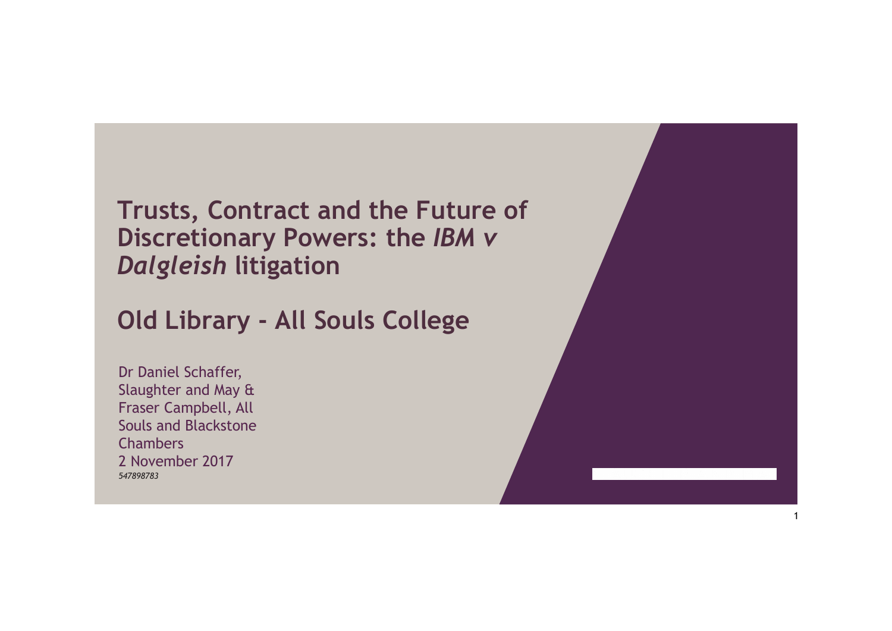# Trusts, Contract and the Future of Discretionary Powers: the *IBM v Dalgleish* litigation

## Old Library - All Souls College

Dr Daniel Schaffer, Slaughter and May & Fraser Campbell, All Souls and Blackstone Chambers

2 November 2017

*547898783*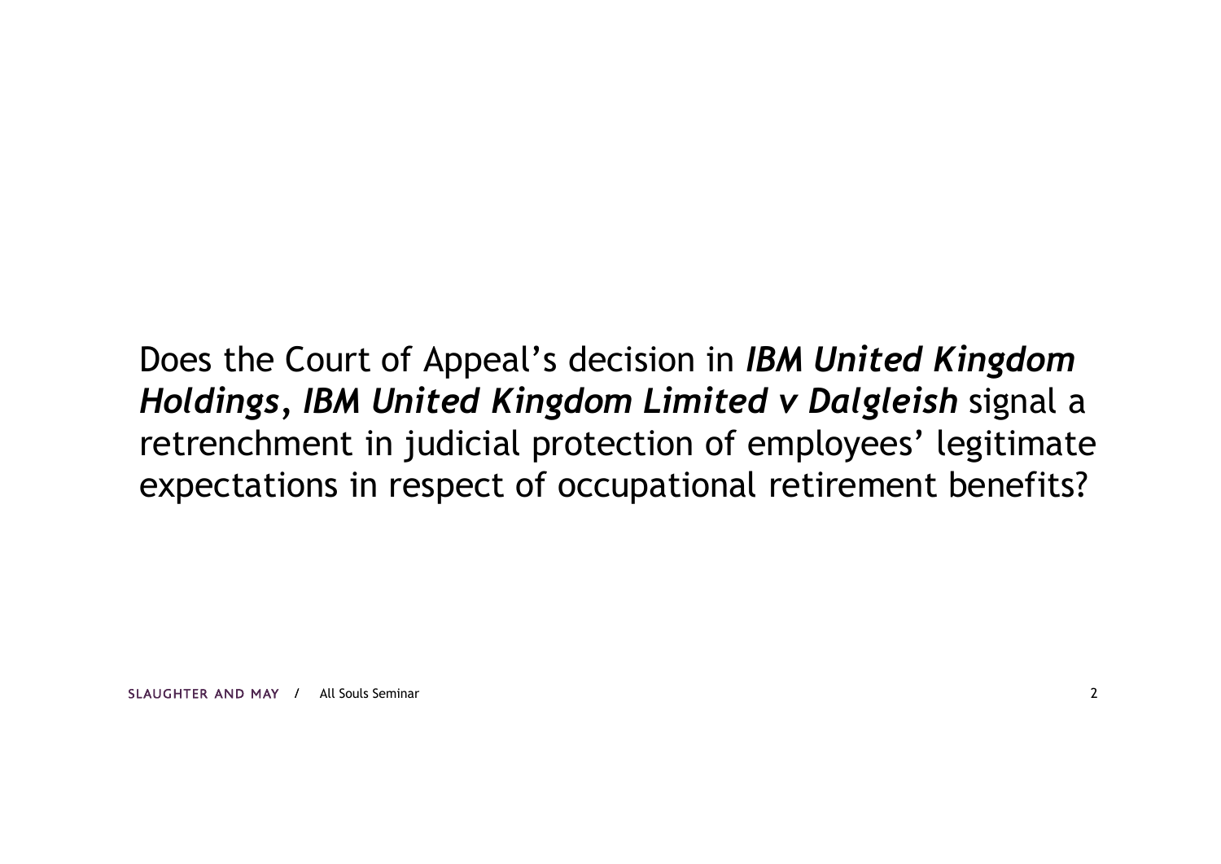Does the Court of Appeal's decision in ***IBM United Kingdom Holdings, IBM United Kingdom Limited v Dalgleish*** signal a retrenchment in judicial protection of employees' legitimate expectations in respect of occupational retirement benefits?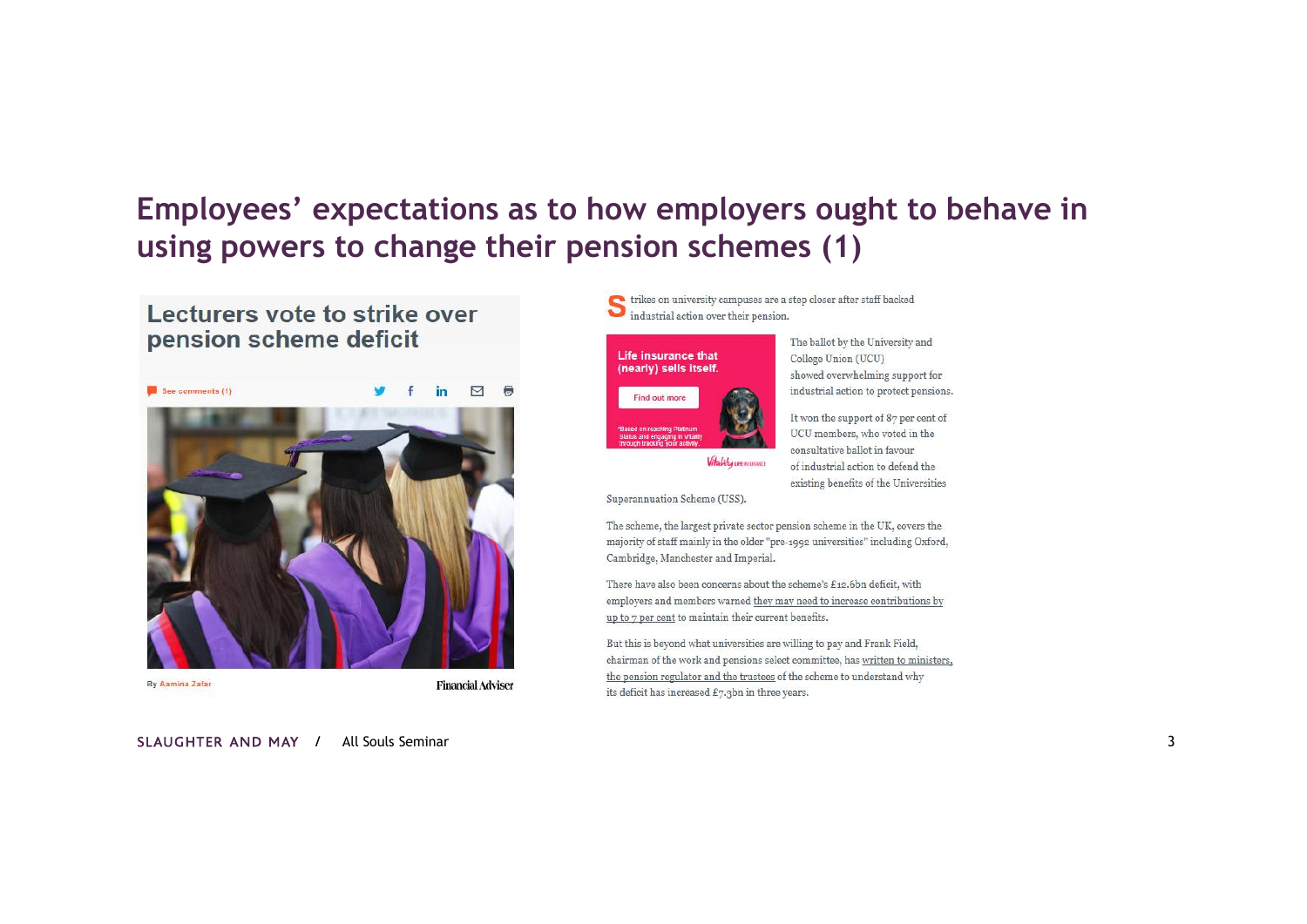# Employees' expectations as to how employers ought to behave in using powers to change their pension schemes (1)

## Lecturers vote to strike over pension scheme deficit

See comments (1)

By Aamina Zafar

Financial Adviser

Strikes on university campuses are a step closer after staff backed industrial action over their pension.

The ballot by the University and College Union (UCU) showed overwhelming support for industrial action to protect pensions.

It won the support of 87 per cent of UCU members, who voted in the consultative ballot in favour of industrial action to defend the existing benefits of the Universities Superannuation Scheme (USS).

The scheme, the largest private sector pension scheme in the UK, covers the majority of staff mainly in the older "pre-1992 universities" including Oxford, Cambridge, Manchester and Imperial.

There have also been concerns about the scheme's £12.6bn deficit, with employers and members warned they may need to increase contributions by up to 7 per cent to maintain their current benefits.

But this is beyond what universities are willing to pay and Frank Field, chairman of the work and pensions select committee, has written to ministers, the pension regulator and the trustees of the scheme to understand why its deficit has increased £7.3bn in three years.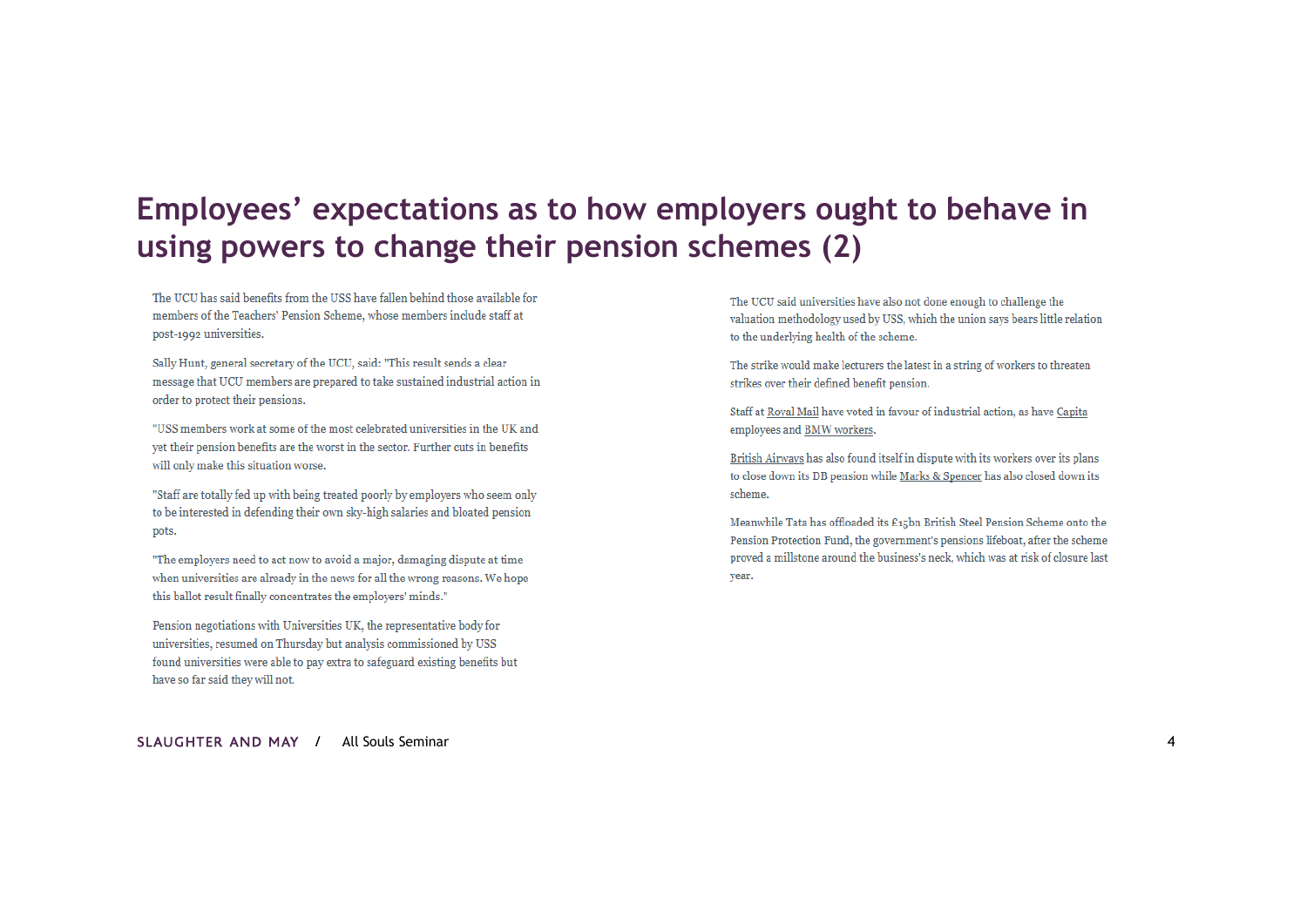# Employees' expectations as to how employers ought to behave in using powers to change their pension schemes (2)

The UCU has said benefits from the USS have fallen behind those available for members of the Teachers' Pension Scheme, whose members include staff at post-1992 universities.

Sally Hunt, general secretary of the UCU, said: "This result sends a clear message that UCU members are prepared to take sustained industrial action in order to protect their pensions.

"USS members work at some of the most celebrated universities in the UK and yet their pension benefits are the worst in the sector. Further cuts in benefits will only make this situation worse.

"Staff are totally fed up with being treated poorly by employers who seem only to be interested in defending their own sky-high salaries and bloated pension pots.

"The employers need to act now to avoid a major, damaging dispute at time when universities are already in the news for all the wrong reasons. We hope this ballot result finally concentrates the employers' minds."

Pension negotiations with Universities UK, the representative body for universities, resumed on Thursday but analysis commissioned by USS found universities were able to pay extra to safeguard existing benefits but have so far said they will not.

The UCU said universities have also not done enough to challenge the valuation methodology used by USS, which the union says bears little relation to the underlying health of the scheme.

The strike would make lecturers the latest in a string of workers to threaten strikes over their defined benefit pension.

Staff at Royal Mail have voted in favour of industrial action, as have Capita employees and BMW workers.

British Airways has also found itself in dispute with its workers over its plans to close down its DB pension while Marks & Spencer has also closed down its scheme.

Meanwhile Tata has offloaded its £15bn British Steel Pension Scheme onto the Pension Protection Fund, the government's pensions lifeboat, after the scheme proved a millstone around the business's neck, which was at risk of closure last year.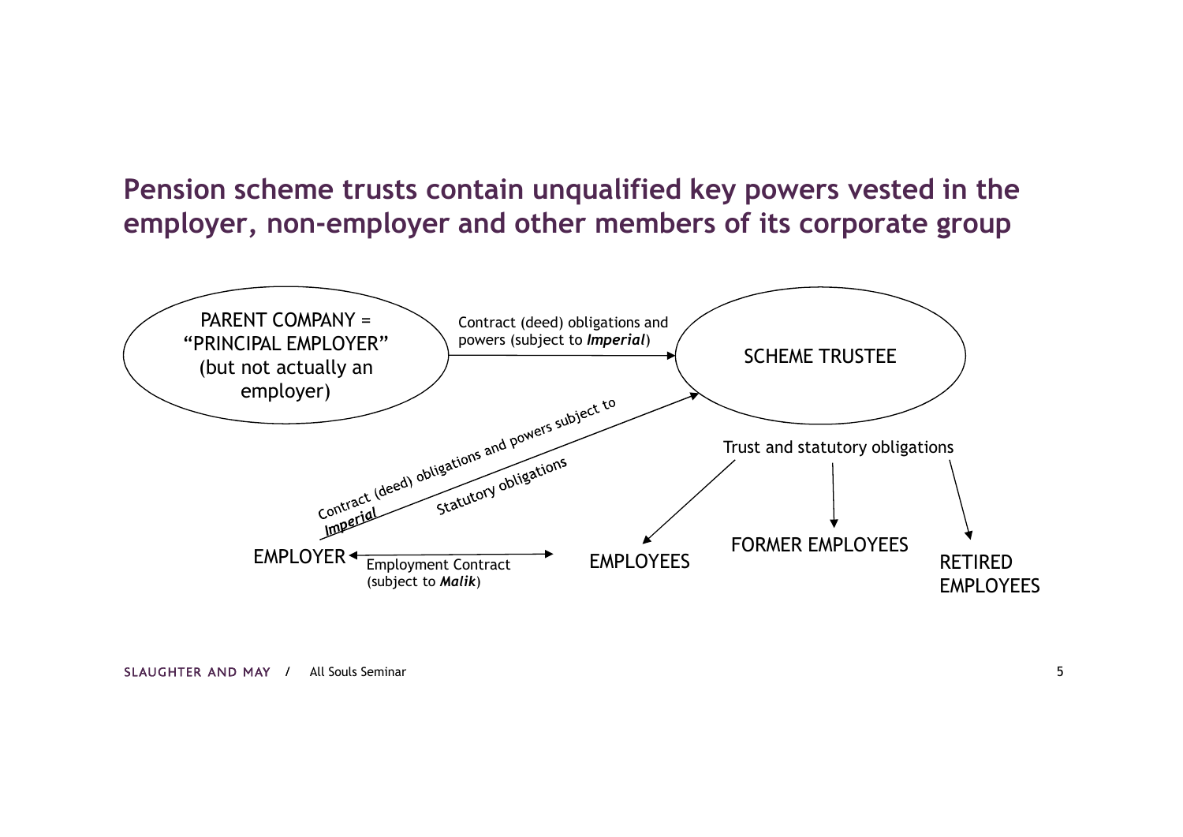# Pension scheme trusts contain unqualified key powers vested in the employer, non-employer and other members of its corporate group

PARENT COMPANY = "PRINCIPAL EMPLOYER" (but not actually an employer)

Contract (deed) obligations and powers (subject to ***Imperial***)

SCHEME TRUSTEE

Contract (deed) obligations and powers subject to ***Imperial***

Statutory obligations

Trust and statutory obligations

EMPLOYER

Employment Contract (subject to ***Malik***)

EMPLOYEES

FORMER EMPLOYEES

RETIRED EMPLOYEES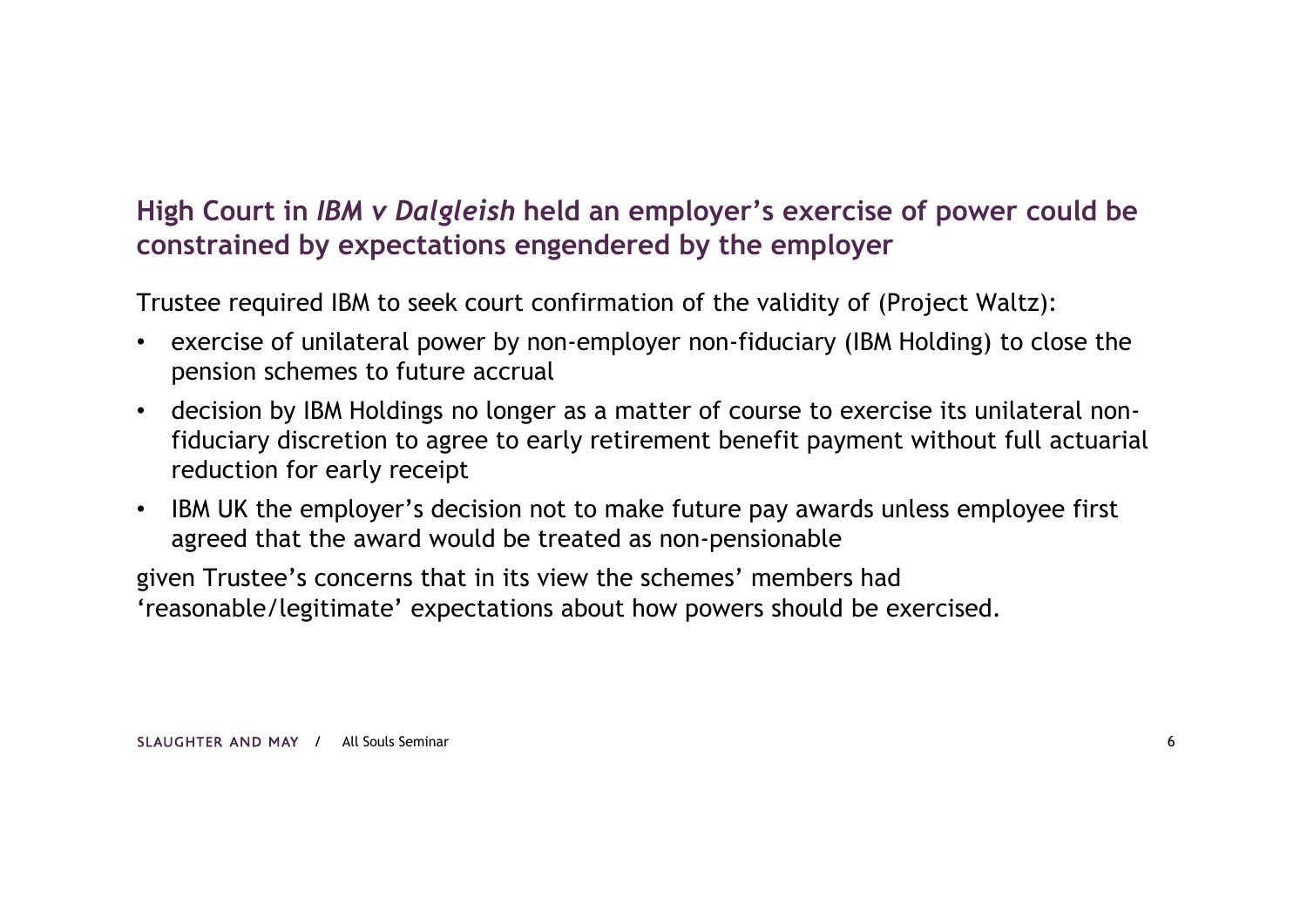## High Court in *IBM v Dalgleish* held an employer's exercise of power could be constrained by expectations engendered by the employer

Trustee required IBM to seek court confirmation of the validity of (Project Waltz):

- exercise of unilateral power by non-employer non-fiduciary (IBM Holding) to close the pension schemes to future accrual
- decision by IBM Holdings no longer as a matter of course to exercise its unilateral non-fiduciary discretion to agree to early retirement benefit payment without full actuarial reduction for early receipt
- IBM UK the employer's decision not to make future pay awards unless employee first agreed that the award would be treated as non-pensionable

given Trustee's concerns that in its view the schemes' members had 'reasonable/legitimate' expectations about how powers should be exercised.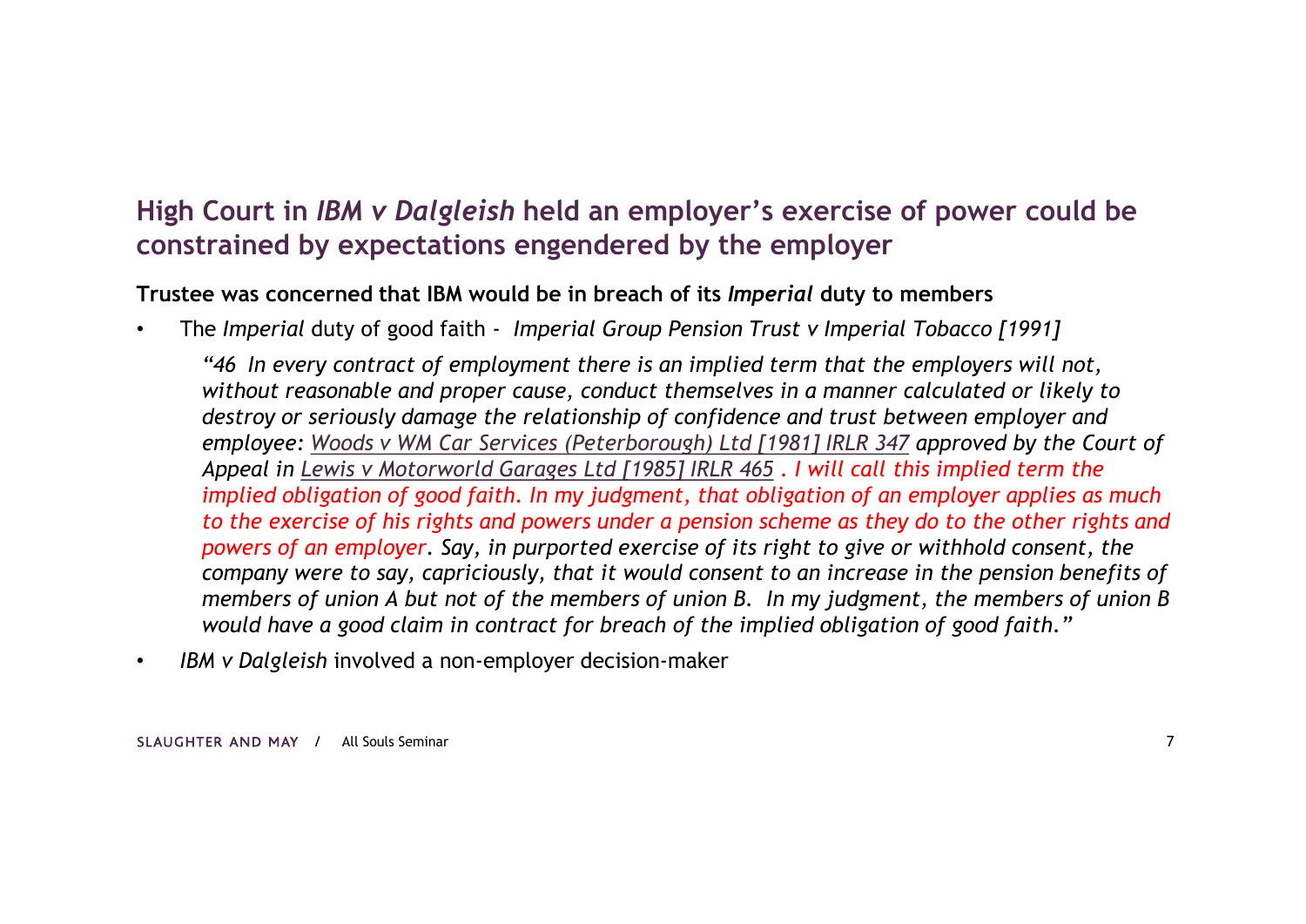## High Court in *IBM v Dalgleish* held an employer's exercise of power could be constrained by expectations engendered by the employer

**Trustee was concerned that IBM would be in breach of its *Imperial* duty to members**

- The *Imperial* duty of good faith - *Imperial Group Pension Trust v Imperial Tobacco [1991]*

  *"46 In every contract of employment there is an implied term that the employers will not, without reasonable and proper cause, conduct themselves in a manner calculated or likely to destroy or seriously damage the relationship of confidence and trust between employer and employee: Woods v WM Car Services (Peterborough) Ltd [1981] IRLR 347 approved by the Court of Appeal in Lewis v Motorworld Garages Ltd [1985] IRLR 465 . I will call this implied term the implied obligation of good faith. In my judgment, that obligation of an employer applies as much to the exercise of his rights and powers under a pension scheme as they do to the other rights and powers of an employer. Say, in purported exercise of its right to give or withhold consent, the company were to say, capriciously, that it would consent to an increase in the pension benefits of members of union A but not of the members of union B. In my judgment, the members of union B would have a good claim in contract for breach of the implied obligation of good faith."*

- *IBM v Dalgleish* involved a non-employer decision-maker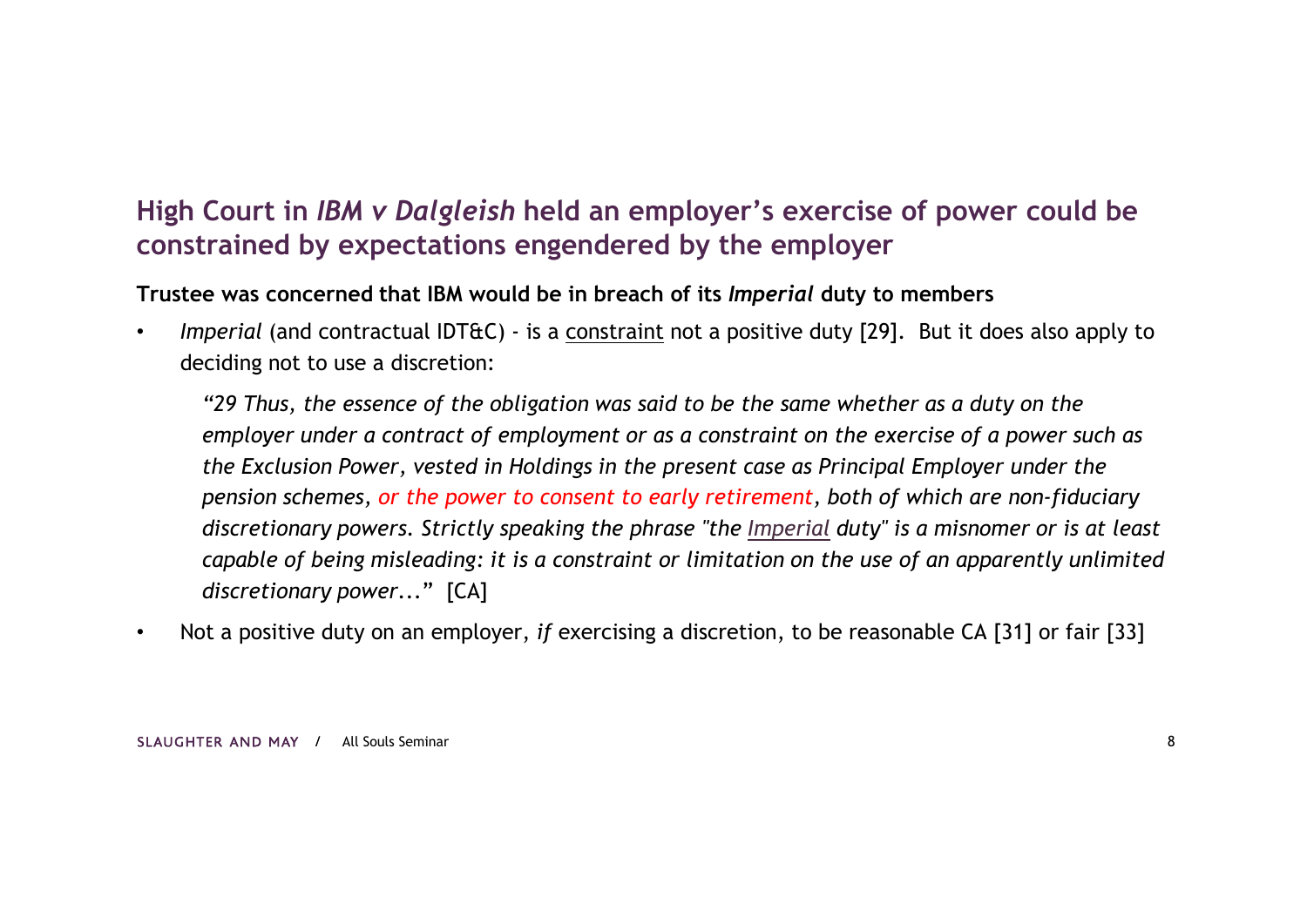## High Court in *IBM v Dalgleish* held an employer's exercise of power could be constrained by expectations engendered by the employer

**Trustee was concerned that IBM would be in breach of its *Imperial* duty to members**

- *Imperial* (and contractual IDT&C) - is a <u>constraint</u> not a positive duty [29]. But it does also apply to deciding not to use a discretion:

  *"29 Thus, the essence of the obligation was said to be the same whether as a duty on the employer under a contract of employment or as a constraint on the exercise of a power such as the Exclusion Power, vested in Holdings in the present case as Principal Employer under the pension schemes, or the power to consent to early retirement, both of which are non-fiduciary discretionary powers. Strictly speaking the phrase "the <u>Imperial</u> duty" is a misnomer or is at least capable of being misleading: it is a constraint or limitation on the use of an apparently unlimited discretionary power..."* [CA]

- Not a positive duty on an employer, *if* exercising a discretion, to be reasonable CA [31] or fair [33]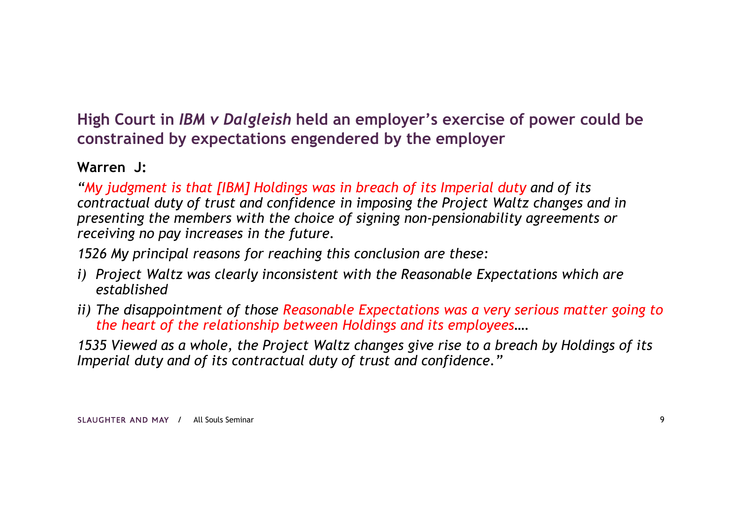## High Court in *IBM v Dalgleish* held an employer's exercise of power could be constrained by expectations engendered by the employer

**Warren J:**

*"My judgment is that [IBM] Holdings was in breach of its Imperial duty and of its contractual duty of trust and confidence in imposing the Project Waltz changes and in presenting the members with the choice of signing non-pensionability agreements or receiving no pay increases in the future.*

*1526 My principal reasons for reaching this conclusion are these:*

*i) Project Waltz was clearly inconsistent with the Reasonable Expectations which are established*

*ii) The disappointment of those Reasonable Expectations was a very serious matter going to the heart of the relationship between Holdings and its employees….*

*1535 Viewed as a whole, the Project Waltz changes give rise to a breach by Holdings of its Imperial duty and of its contractual duty of trust and confidence."*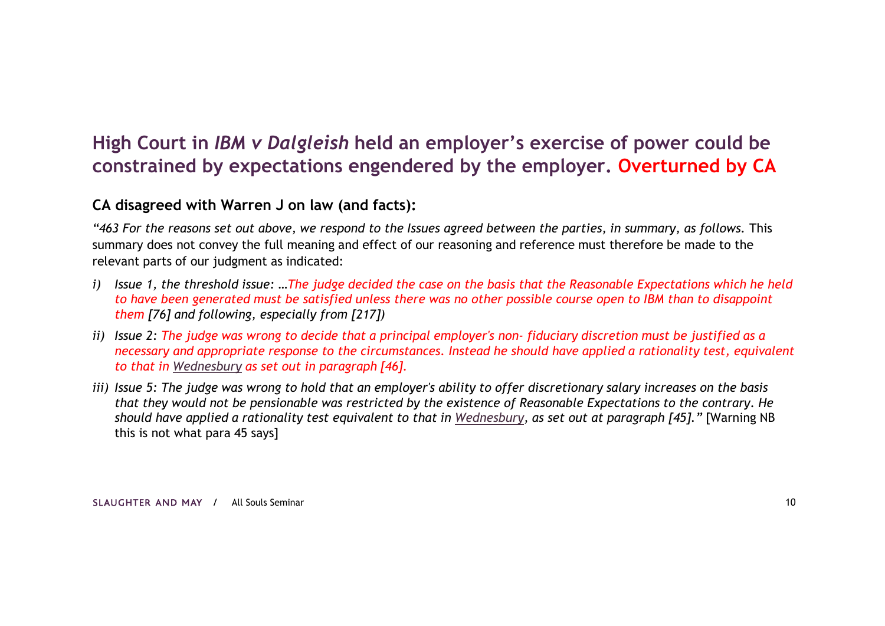## High Court in *IBM v Dalgleish* held an employer's exercise of power could be constrained by expectations engendered by the employer. **Overturned by CA**

### CA disagreed with Warren J on law (and facts):

*"463 For the reasons set out above, we respond to the Issues agreed between the parties, in summary, as follows.* This summary does not convey the full meaning and effect of our reasoning and reference must therefore be made to the relevant parts of our judgment as indicated:

- *i) Issue 1, the threshold issue: …The judge decided the case on the basis that the Reasonable Expectations which he held to have been generated must be satisfied unless there was no other possible course open to IBM than to disappoint them [76] and following, especially from [217])*
- *ii) Issue 2: The judge was wrong to decide that a principal employer's non- fiduciary discretion must be justified as a necessary and appropriate response to the circumstances. Instead he should have applied a rationality test, equivalent to that in Wednesbury as set out in paragraph [46].*
- *iii) Issue 5: The judge was wrong to hold that an employer's ability to offer discretionary salary increases on the basis that they would not be pensionable was restricted by the existence of Reasonable Expectations to the contrary. He should have applied a rationality test equivalent to that in Wednesbury, as set out at paragraph [45]."* [Warning NB this is not what para 45 says]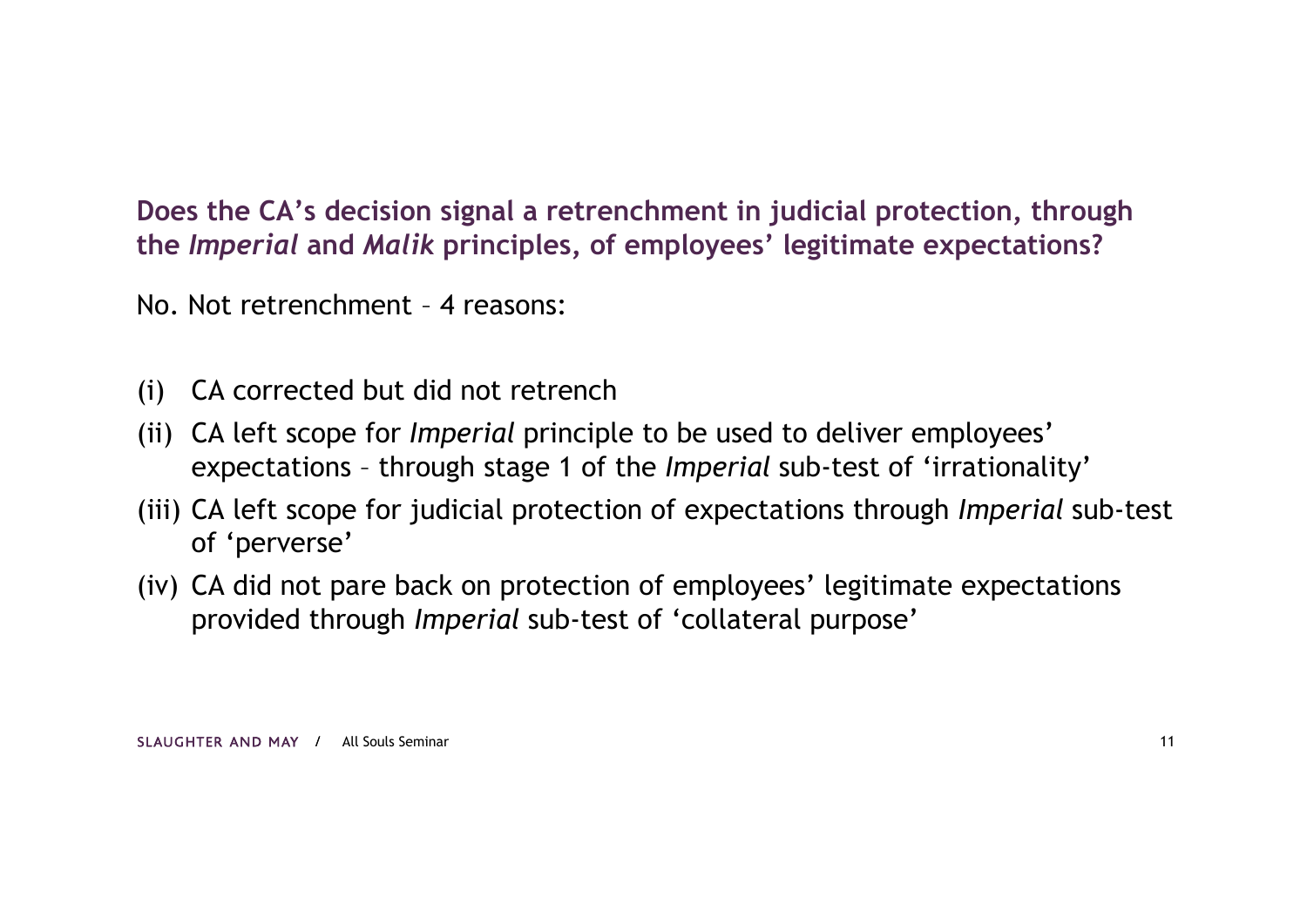## Does the CA's decision signal a retrenchment in judicial protection, through the *Imperial* and *Malik* principles, of employees' legitimate expectations?

No. Not retrenchment – 4 reasons:

- (i) CA corrected but did not retrench
- (ii) CA left scope for *Imperial* principle to be used to deliver employees' expectations – through stage 1 of the *Imperial* sub-test of 'irrationality'
- (iii) CA left scope for judicial protection of expectations through *Imperial* sub-test of 'perverse'
- (iv) CA did not pare back on protection of employees' legitimate expectations provided through *Imperial* sub-test of 'collateral purpose'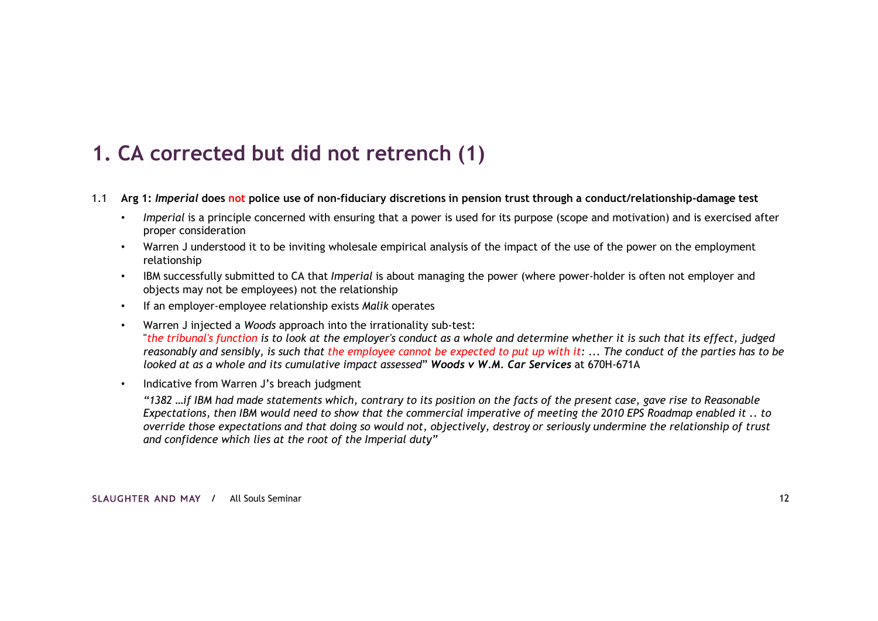# 1. CA corrected but did not retrench (1)

1.1 **Arg 1: *Imperial* does not police use of non-fiduciary discretions in pension trust through a conduct/relationship-damage test**

- *Imperial* is a principle concerned with ensuring that a power is used for its purpose (scope and motivation) and is exercised after proper consideration
- Warren J understood it to be inviting wholesale empirical analysis of the impact of the use of the power on the employment relationship
- IBM successfully submitted to CA that *Imperial* is about managing the power (where power-holder is often not employer and objects may not be employees) not the relationship
- If an employer-employee relationship exists *Malik* operates
- Warren J injected a *Woods* approach into the irrationality sub-test:
  "*the tribunal's function is to look at the employer's conduct as a whole and determine whether it is such that its effect, judged reasonably and sensibly, is such that the employee cannot be expected to put up with it: ... The conduct of the parties has to be looked at as a whole and its cumulative impact assessed*" ***Woods v W.M. Car Services*** at 670H-671A
- Indicative from Warren J's breach judgment

  *"1382 …if IBM had made statements which, contrary to its position on the facts of the present case, gave rise to Reasonable Expectations, then IBM would need to show that the commercial imperative of meeting the 2010 EPS Roadmap enabled it .. to override those expectations and that doing so would not, objectively, destroy or seriously undermine the relationship of trust and confidence which lies at the root of the Imperial duty"*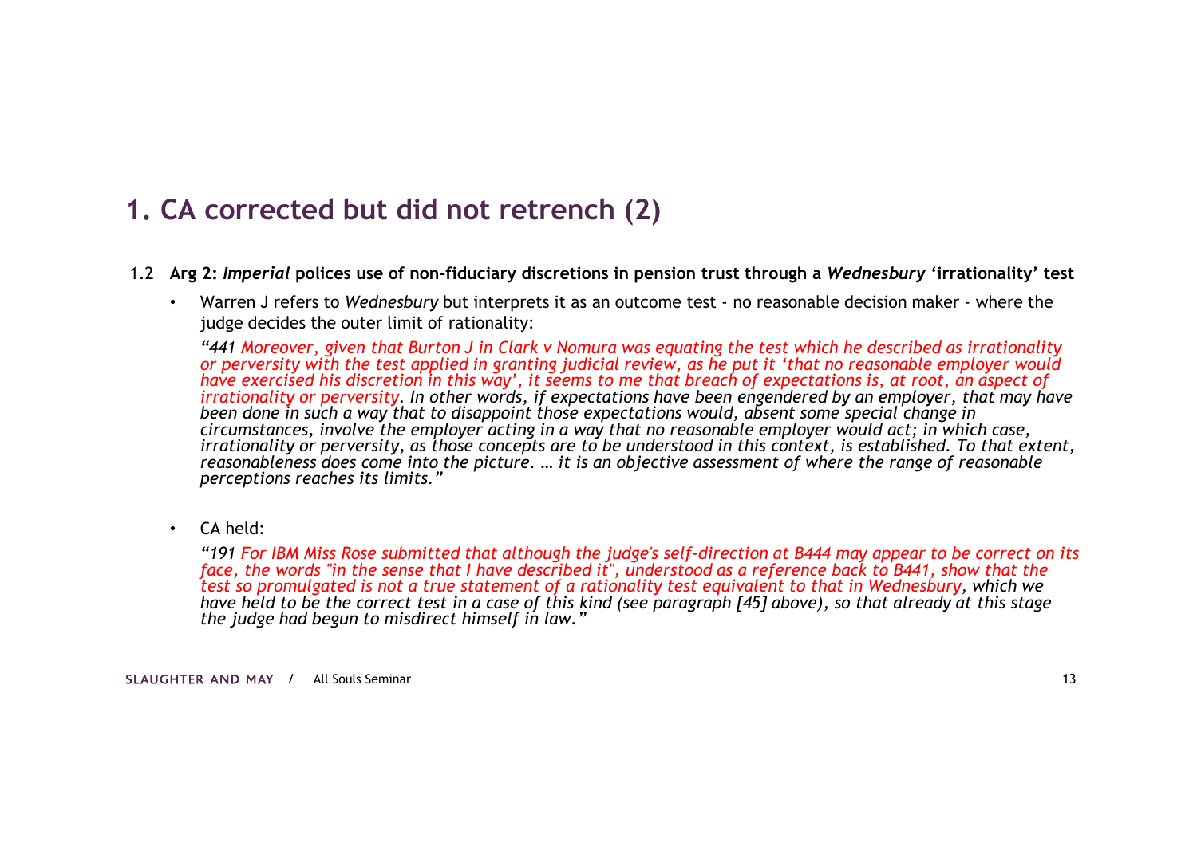# 1. CA corrected but did not retrench (2)

1.2 **Arg 2: *Imperial* polices use of non-fiduciary discretions in pension trust through a *Wednesbury* 'irrationality' test**

- Warren J refers to *Wednesbury* but interprets it as an outcome test - no reasonable decision maker - where the judge decides the outer limit of rationality:

  *"441 Moreover, given that Burton J in Clark v Nomura was equating the test which he described as irrationality or perversity with the test applied in granting judicial review, as he put it 'that no reasonable employer would have exercised his discretion in this way', it seems to me that breach of expectations is, at root, an aspect of irrationality or perversity. In other words, if expectations have been engendered by an employer, that may have been done in such a way that to disappoint those expectations would, absent some special change in circumstances, involve the employer acting in a way that no reasonable employer would act; in which case, irrationality or perversity, as those concepts are to be understood in this context, is established. To that extent, reasonableness does come into the picture. … it is an objective assessment of where the range of reasonable perceptions reaches its limits."*

- CA held:

  *"191 For IBM Miss Rose submitted that although the judge's self-direction at B444 may appear to be correct on its face, the words "in the sense that I have described it", understood as a reference back to B441, show that the test so promulgated is not a true statement of a rationality test equivalent to that in Wednesbury, which we have held to be the correct test in a case of this kind (see paragraph [45] above), so that already at this stage the judge had begun to misdirect himself in law."*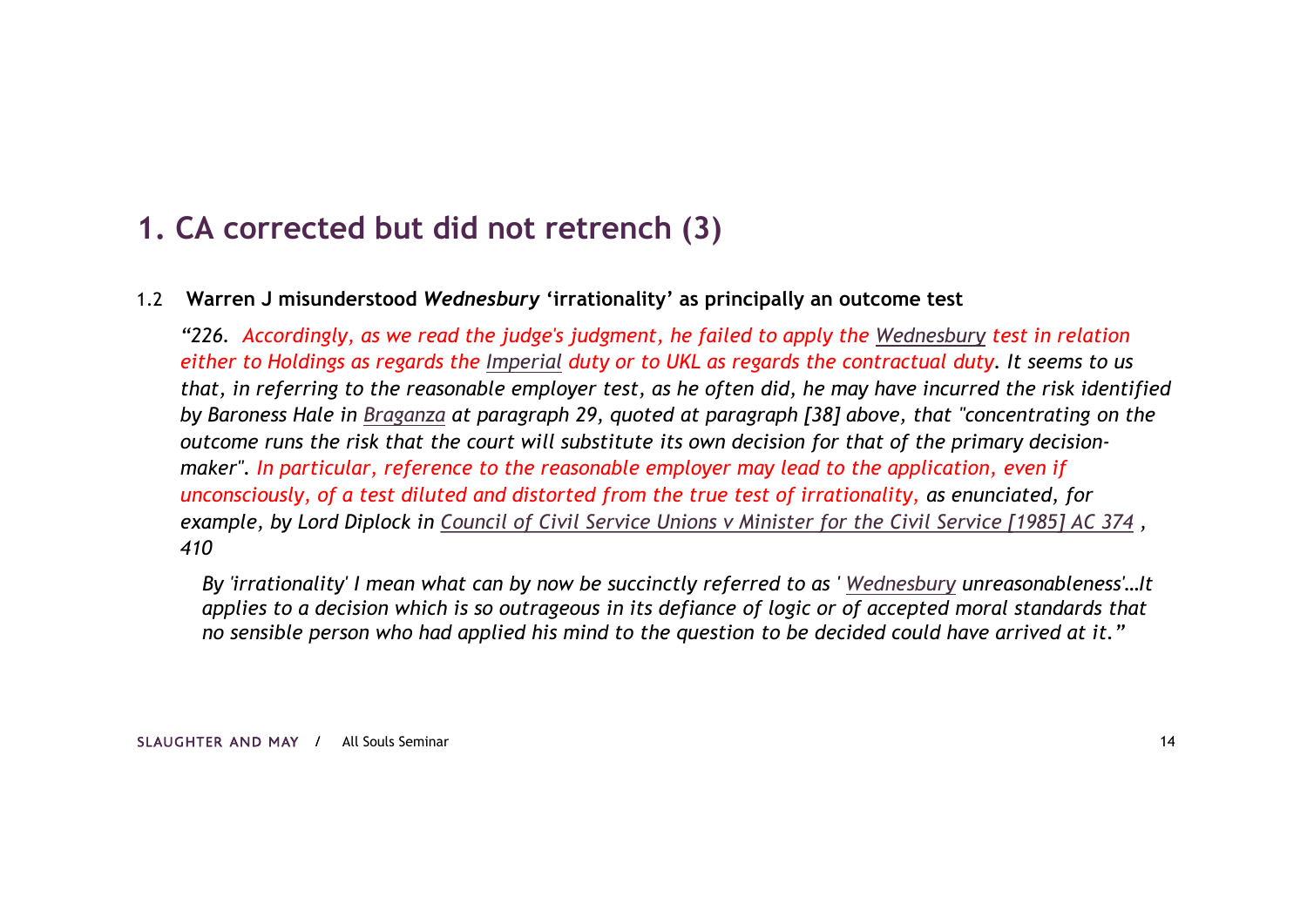# 1. CA corrected but did not retrench (3)

1.2 **Warren J misunderstood *Wednesbury* 'irrationality' as principally an outcome test**

*"226. Accordingly, as we read the judge's judgment, he failed to apply the Wednesbury test in relation either to Holdings as regards the Imperial duty or to UKL as regards the contractual duty. It seems to us that, in referring to the reasonable employer test, as he often did, he may have incurred the risk identified by Baroness Hale in Braganza at paragraph 29, quoted at paragraph [38] above, that "concentrating on the outcome runs the risk that the court will substitute its own decision for that of the primary decision-maker". In particular, reference to the reasonable employer may lead to the application, even if unconsciously, of a test diluted and distorted from the true test of irrationality, as enunciated, for example, by Lord Diplock in Council of Civil Service Unions v Minister for the Civil Service [1985] AC 374 , 410*

> *By 'irrationality' I mean what can by now be succinctly referred to as ' Wednesbury unreasonableness'…It applies to a decision which is so outrageous in its defiance of logic or of accepted moral standards that no sensible person who had applied his mind to the question to be decided could have arrived at it."*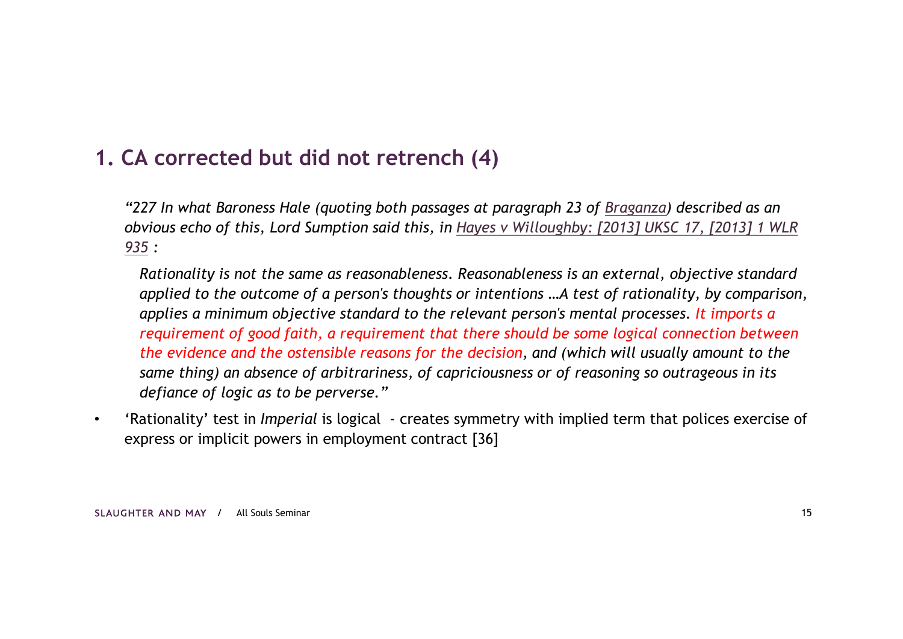## 1. CA corrected but did not retrench (4)

*"227 In what Baroness Hale (quoting both passages at paragraph 23 of Braganza) described as an obvious echo of this, Lord Sumption said this, in Hayes v Willoughby: [2013] UKSC 17, [2013] 1 WLR 935 :*

> *Rationality is not the same as reasonableness. Reasonableness is an external, objective standard applied to the outcome of a person's thoughts or intentions …A test of rationality, by comparison, applies a minimum objective standard to the relevant person's mental processes. It imports a requirement of good faith, a requirement that there should be some logical connection between the evidence and the ostensible reasons for the decision, and (which will usually amount to the same thing) an absence of arbitrariness, of capriciousness or of reasoning so outrageous in its defiance of logic as to be perverse."*

- 'Rationality' test in *Imperial* is logical - creates symmetry with implied term that polices exercise of express or implicit powers in employment contract [36]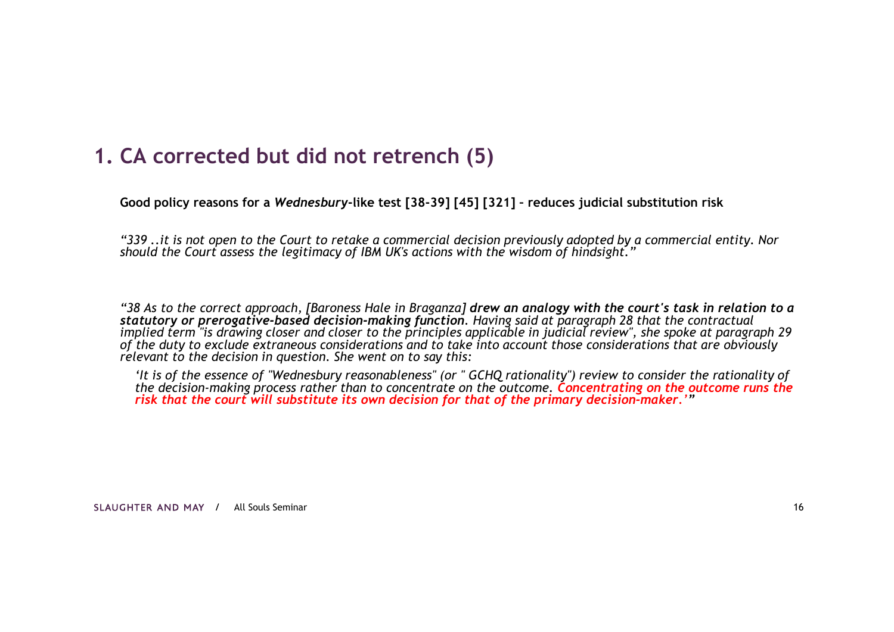## 1. CA corrected but did not retrench (5)

**Good policy reasons for a *Wednesbury*-like test [38-39] [45] [321] – reduces judicial substitution risk**

*"339 ..it is not open to the Court to retake a commercial decision previously adopted by a commercial entity. Nor should the Court assess the legitimacy of IBM UK's actions with the wisdom of hindsight."*

*"38 As to the correct approach, [Baroness Hale in Braganza] **drew an analogy with the court's task in relation to a statutory or prerogative-based decision-making function**. Having said at paragraph 28 that the contractual implied term "is drawing closer and closer to the principles applicable in judicial review", she spoke at paragraph 29 of the duty to exclude extraneous considerations and to take into account those considerations that are obviously relevant to the decision in question. She went on to say this:*

> *'It is of the essence of "Wednesbury reasonableness" (or " GCHQ rationality") review to consider the rationality of the decision-making process rather than to concentrate on the outcome. **Concentrating on the outcome runs the risk that the court will substitute its own decision for that of the primary decision-maker.**'"*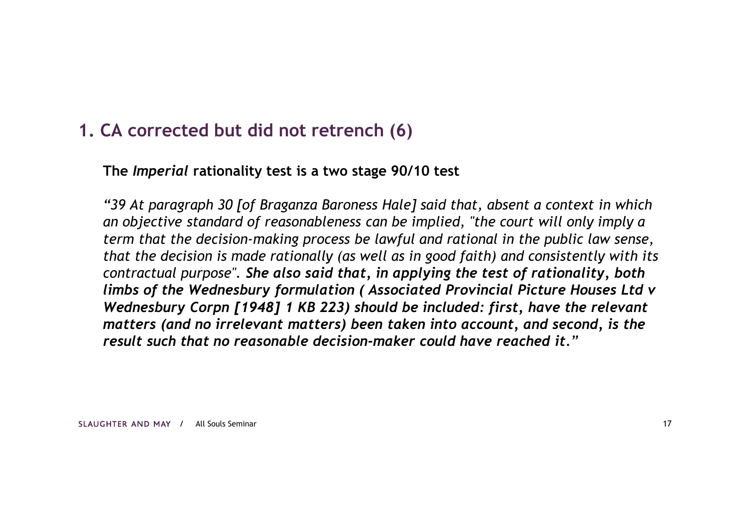## 1. CA corrected but did not retrench (6)

**The *Imperial* rationality test is a two stage 90/10 test**

*"39 At paragraph 30 [of Braganza Baroness Hale] said that, absent a context in which an objective standard of reasonableness can be implied, "the court will only imply a term that the decision-making process be lawful and rational in the public law sense, that the decision is made rationally (as well as in good faith) and consistently with its contractual purpose".* ***She also said that, in applying the test of rationality, both limbs of the Wednesbury formulation ( Associated Provincial Picture Houses Ltd v Wednesbury Corpn [1948] 1 KB 223) should be included: first, have the relevant matters (and no irrelevant matters) been taken into account, and second, is the result such that no reasonable decision-maker could have reached it."***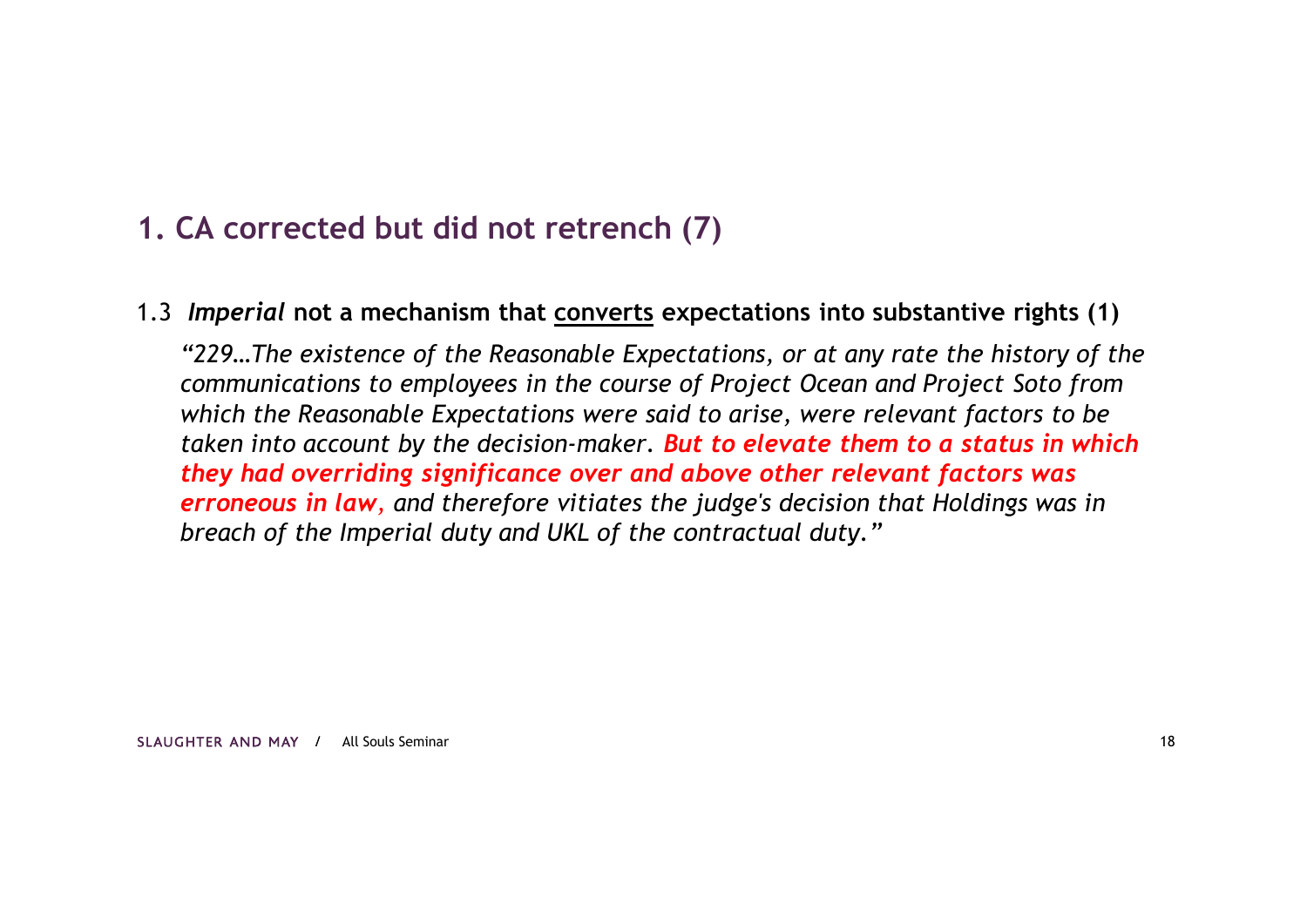## 1. CA corrected but did not retrench (7)

1.3 ***Imperial*** **not a mechanism that** **<u>converts</u>** **expectations into substantive rights (1)**

*"229…The existence of the Reasonable Expectations, or at any rate the history of the communications to employees in the course of Project Ocean and Project Soto from which the Reasonable Expectations were said to arise, were relevant factors to be taken into account by the decision-maker.* ***But to elevate them to a status in which they had overriding significance over and above other relevant factors was erroneous in law****, and therefore vitiates the judge's decision that Holdings was in breach of the Imperial duty and UKL of the contractual duty."*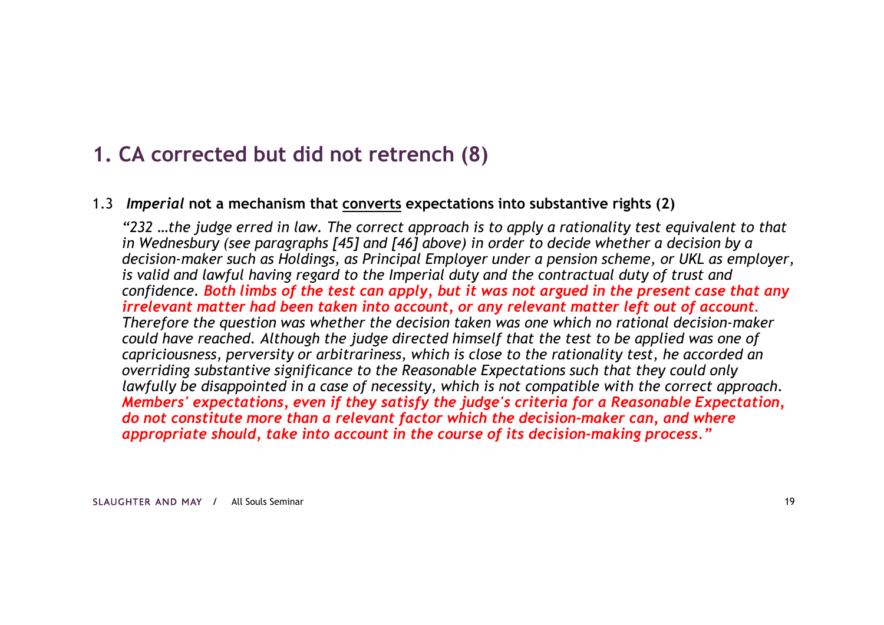## 1. CA corrected but did not retrench (8)

1.3 ***Imperial* not a mechanism that converts expectations into substantive rights (2)**

*"232 …the judge erred in law. The correct approach is to apply a rationality test equivalent to that in Wednesbury (see paragraphs [45] and [46] above) in order to decide whether a decision by a decision-maker such as Holdings, as Principal Employer under a pension scheme, or UKL as employer, is valid and lawful having regard to the Imperial duty and the contractual duty of trust and confidence.* ***Both limbs of the test can apply, but it was not argued in the present case that any irrelevant matter had been taken into account, or any relevant matter left out of account.*** *Therefore the question was whether the decision taken was one which no rational decision-maker could have reached. Although the judge directed himself that the test to be applied was one of capriciousness, perversity or arbitrariness, which is close to the rationality test, he accorded an overriding substantive significance to the Reasonable Expectations such that they could only lawfully be disappointed in a case of necessity, which is not compatible with the correct approach.* ***Members' expectations, even if they satisfy the judge's criteria for a Reasonable Expectation, do not constitute more than a relevant factor which the decision-maker can, and where appropriate should, take into account in the course of its decision-making process."***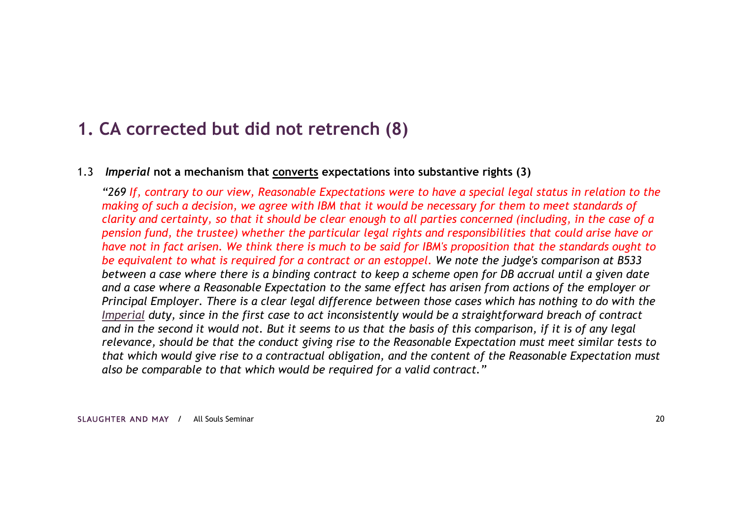# 1. CA corrected but did not retrench (8)

1.3 ***Imperial*** **not a mechanism that <u>converts</u> expectations into substantive rights (3)**

*"269 If, contrary to our view, Reasonable Expectations were to have a special legal status in relation to the making of such a decision, we agree with IBM that it would be necessary for them to meet standards of clarity and certainty, so that it should be clear enough to all parties concerned (including, in the case of a pension fund, the trustee) whether the particular legal rights and responsibilities that could arise have or have not in fact arisen. We think there is much to be said for IBM's proposition that the standards ought to be equivalent to what is required for a contract or an estoppel. We note the judge's comparison at B533 between a case where there is a binding contract to keep a scheme open for DB accrual until a given date and a case where a Reasonable Expectation to the same effect has arisen from actions of the employer or Principal Employer. There is a clear legal difference between those cases which has nothing to do with the <u>Imperial</u> duty, since in the first case to act inconsistently would be a straightforward breach of contract and in the second it would not. But it seems to us that the basis of this comparison, if it is of any legal relevance, should be that the conduct giving rise to the Reasonable Expectation must meet similar tests to that which would give rise to a contractual obligation, and the content of the Reasonable Expectation must also be comparable to that which would be required for a valid contract."*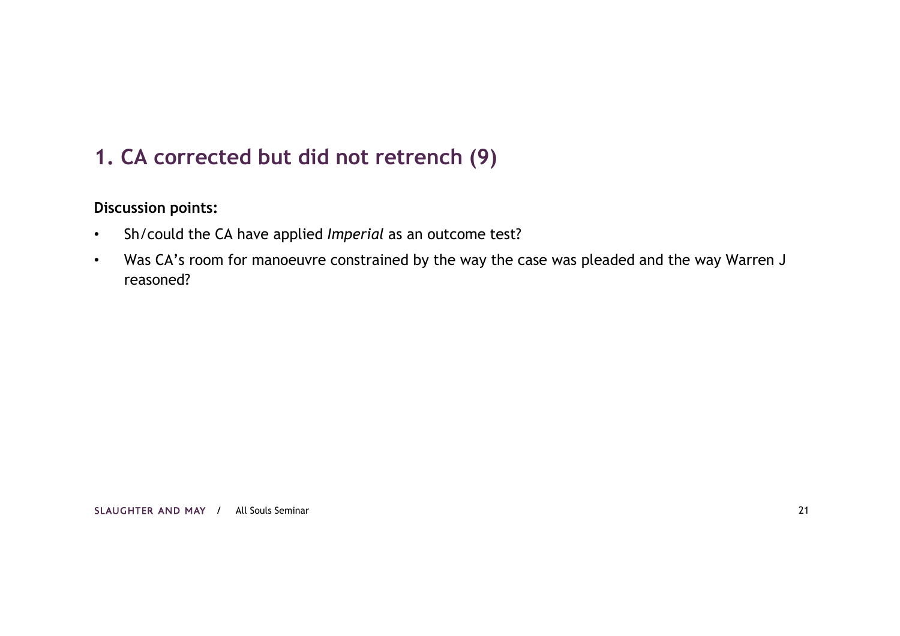# 1. CA corrected but did not retrench (9)

**Discussion points:**

- Sh/could the CA have applied *Imperial* as an outcome test?
- Was CA's room for manoeuvre constrained by the way the case was pleaded and the way Warren J reasoned?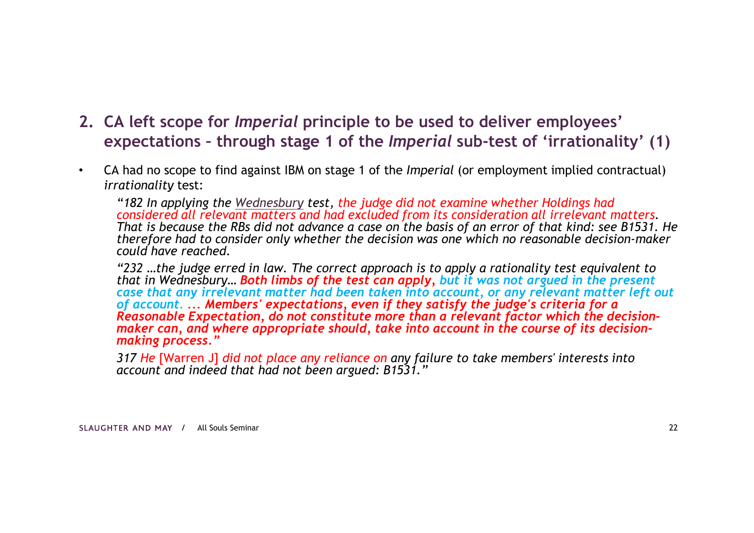## 2. CA left scope for *Imperial* principle to be used to deliver employees' expectations – through stage 1 of the *Imperial* sub-test of 'irrationality' (1)

- CA had no scope to find against IBM on stage 1 of the *Imperial* (or employment implied contractual) *irrationality* test:

  *"182 In applying the Wednesbury test, the judge did not examine whether Holdings had considered all relevant matters and had excluded from its consideration all irrelevant matters. That is because the RBs did not advance a case on the basis of an error of that kind: see B1531. He therefore had to consider only whether the decision was one which no reasonable decision-maker could have reached.*

  *"232 …the judge erred in law. The correct approach is to apply a rationality test equivalent to that in Wednesbury…* ***Both limbs of the test can apply****, but it was not argued in the present case that any irrelevant matter had been taken into account, or any relevant matter left out of account. …* ***Members' expectations, even if they satisfy the judge's criteria for a Reasonable Expectation, do not constitute more than a relevant factor which the decision-maker can, and where appropriate should, take into account in the course of its decision-making process."***

  *317 He* [Warren J] *did not place any reliance on any failure to take members' interests into account and indeed that had not been argued: B1531."*

SLAUGHTER AND MAY / All Souls Seminar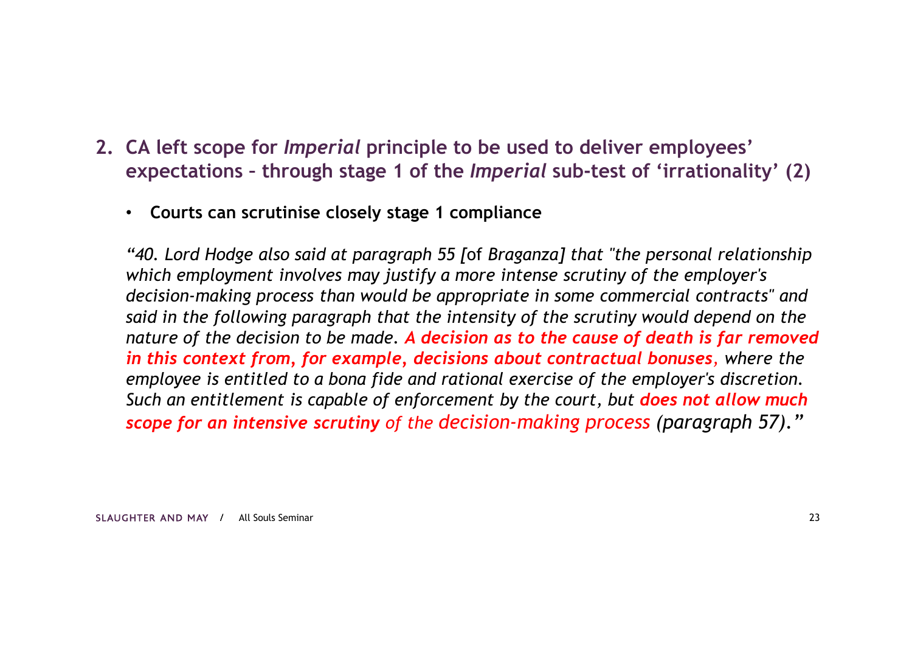## 2. CA left scope for *Imperial* principle to be used to deliver employees' expectations – through stage 1 of the *Imperial* sub-test of 'irrationality' (2)

- **Courts can scrutinise closely stage 1 compliance**

*"40. Lord Hodge also said at paragraph 55 [*of *Braganza] that "the personal relationship which employment involves may justify a more intense scrutiny of the employer's decision-making process than would be appropriate in some commercial contracts" and said in the following paragraph that the intensity of the scrutiny would depend on the nature of the decision to be made.* ***A decision as to the cause of death is far removed in this context from, for example, decisions about contractual bonuses,*** *where the employee is entitled to a bona fide and rational exercise of the employer's discretion. Such an entitlement is capable of enforcement by the court, but* ***does not allow much scope for an intensive scrutiny*** *of the decision-making process (paragraph 57)."*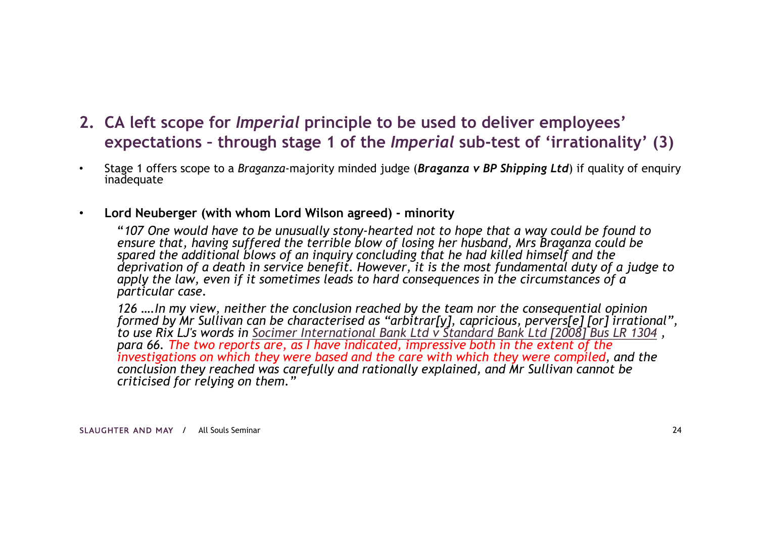## 2. CA left scope for *Imperial* principle to be used to deliver employees' expectations – through stage 1 of the *Imperial* sub-test of 'irrationality' (3)

- Stage 1 offers scope to a *Braganza*-majority minded judge (***Braganza v BP Shipping Ltd***) if quality of enquiry inadequate

- **Lord Neuberger (with whom Lord Wilson agreed) - minority**

  "*107 One would have to be unusually stony-hearted not to hope that a way could be found to ensure that, having suffered the terrible blow of losing her husband, Mrs Braganza could be spared the additional blows of an inquiry concluding that he had killed himself and the deprivation of a death in service benefit. However, it is the most fundamental duty of a judge to apply the law, even if it sometimes leads to hard consequences in the circumstances of a particular case.*

  *126 ….In my view, neither the conclusion reached by the team nor the consequential opinion formed by Mr Sullivan can be characterised as "arbitrar[y], capricious, pervers[e] [or] irrational", to use Rix LJ's words in Socimer International Bank Ltd v Standard Bank Ltd [2008] Bus LR 1304 , para 66. The two reports are, as I have indicated, impressive both in the extent of the investigations on which they were based and the care with which they were compiled, and the conclusion they reached was carefully and rationally explained, and Mr Sullivan cannot be criticised for relying on them.*"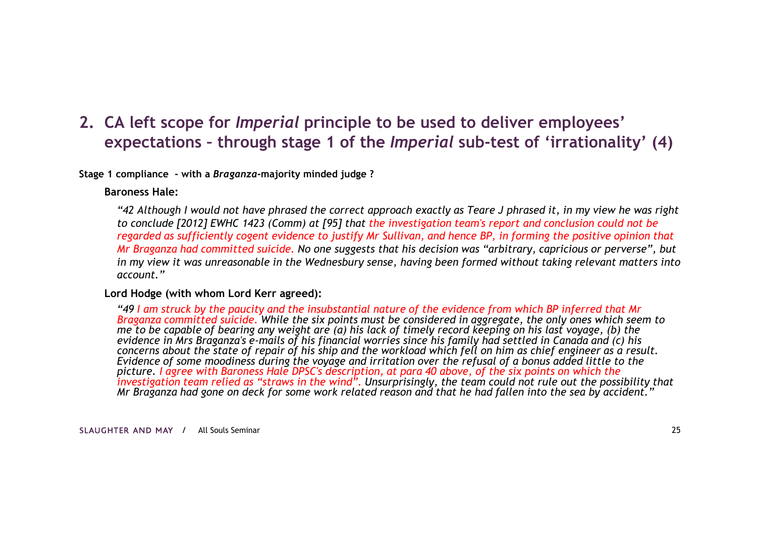## 2. CA left scope for *Imperial* principle to be used to deliver employees' expectations – through stage 1 of the *Imperial* sub-test of 'irrationality' (4)

**Stage 1 compliance - with a *Braganza*-majority minded judge ?**

**Baroness Hale:**

*"42 Although I would not have phrased the correct approach exactly as Teare J phrased it, in my view he was right to conclude [2012] EWHC 1423 (Comm) at [95] that the investigation team's report and conclusion could not be regarded as sufficiently cogent evidence to justify Mr Sullivan, and hence BP, in forming the positive opinion that Mr Braganza had committed suicide. No one suggests that his decision was "arbitrary, capricious or perverse", but in my view it was unreasonable in the Wednesbury sense, having been formed without taking relevant matters into account."*

**Lord Hodge (with whom Lord Kerr agreed):**

*"49 I am struck by the paucity and the insubstantial nature of the evidence from which BP inferred that Mr Braganza committed suicide. While the six points must be considered in aggregate, the only ones which seem to me to be capable of bearing any weight are (a) his lack of timely record keeping on his last voyage, (b) the evidence in Mrs Braganza's e-mails of his financial worries since his family had settled in Canada and (c) his concerns about the state of repair of his ship and the workload which fell on him as chief engineer as a result. Evidence of some moodiness during the voyage and irritation over the refusal of a bonus added little to the picture. I agree with Baroness Hale DPSC's description, at para 40 above, of the six points on which the investigation team relied as "straws in the wind". Unsurprisingly, the team could not rule out the possibility that Mr Braganza had gone on deck for some work related reason and that he had fallen into the sea by accident."*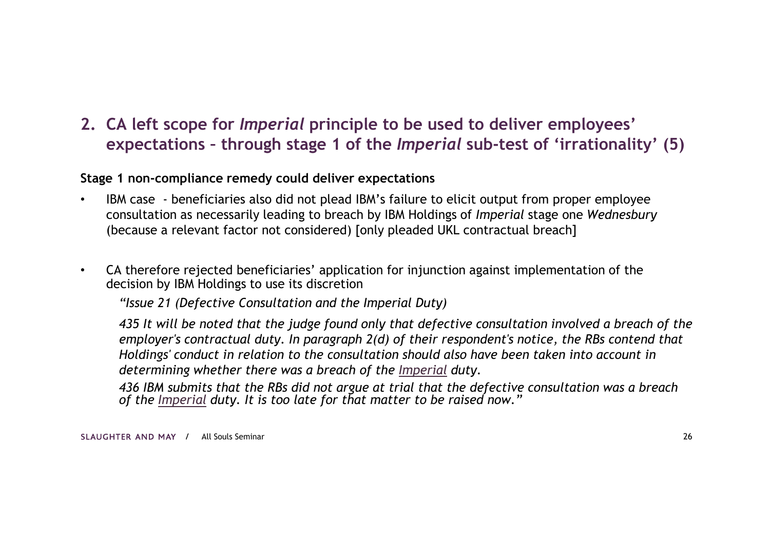## 2. CA left scope for *Imperial* principle to be used to deliver employees' expectations – through stage 1 of the *Imperial* sub-test of 'irrationality' (5)

**Stage 1 non-compliance remedy could deliver expectations**

- IBM case - beneficiaries also did not plead IBM's failure to elicit output from proper employee consultation as necessarily leading to breach by IBM Holdings of *Imperial* stage one *Wednesbury* (because a relevant factor not considered) [only pleaded UKL contractual breach]

- CA therefore rejected beneficiaries' application for injunction against implementation of the decision by IBM Holdings to use its discretion

  *"Issue 21 (Defective Consultation and the Imperial Duty)*

  *435 It will be noted that the judge found only that defective consultation involved a breach of the employer's contractual duty. In paragraph 2(d) of their respondent's notice, the RBs contend that Holdings' conduct in relation to the consultation should also have been taken into account in determining whether there was a breach of the Imperial duty.*

  *436 IBM submits that the RBs did not argue at trial that the defective consultation was a breach of the Imperial duty. It is too late for that matter to be raised now."*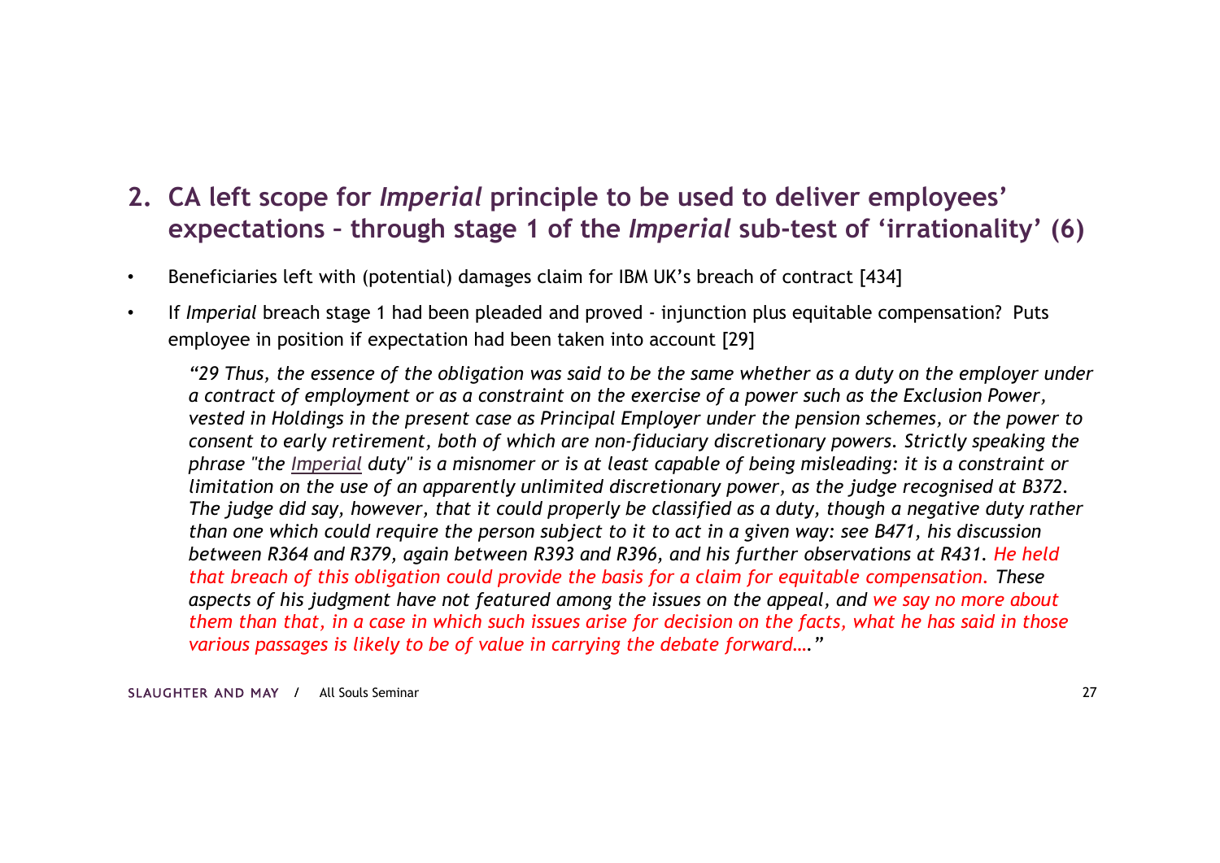## 2. CA left scope for *Imperial* principle to be used to deliver employees' expectations – through stage 1 of the *Imperial* sub-test of 'irrationality' (6)

- Beneficiaries left with (potential) damages claim for IBM UK's breach of contract [434]
- If *Imperial* breach stage 1 had been pleaded and proved - injunction plus equitable compensation? Puts employee in position if expectation had been taken into account [29]

> *"29 Thus, the essence of the obligation was said to be the same whether as a duty on the employer under a contract of employment or as a constraint on the exercise of a power such as the Exclusion Power, vested in Holdings in the present case as Principal Employer under the pension schemes, or the power to consent to early retirement, both of which are non-fiduciary discretionary powers. Strictly speaking the phrase "the Imperial duty" is a misnomer or is at least capable of being misleading: it is a constraint or limitation on the use of an apparently unlimited discretionary power, as the judge recognised at B372. The judge did say, however, that it could properly be classified as a duty, though a negative duty rather than one which could require the person subject to it to act in a given way: see B471, his discussion between R364 and R379, again between R393 and R396, and his further observations at R431. He held that breach of this obligation could provide the basis for a claim for equitable compensation. These aspects of his judgment have not featured among the issues on the appeal, and we say no more about them than that, in a case in which such issues arise for decision on the facts, what he has said in those various passages is likely to be of value in carrying the debate forward…."*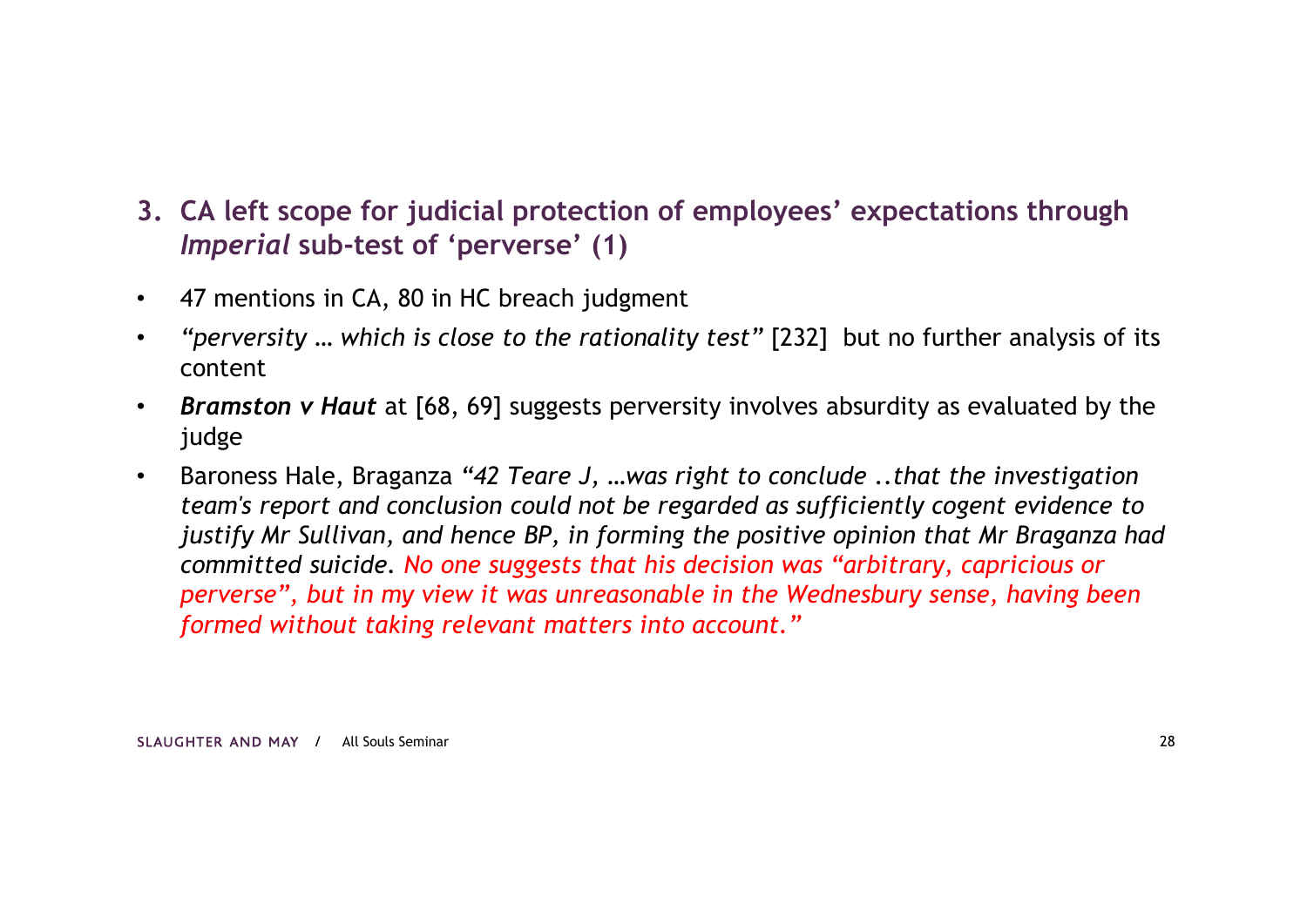## 3. CA left scope for judicial protection of employees' expectations through *Imperial* sub-test of 'perverse' (1)

- 47 mentions in CA, 80 in HC breach judgment
- *"perversity … which is close to the rationality test"* [232] but no further analysis of its content
- ***Bramston v Haut*** at [68, 69] suggests perversity involves absurdity as evaluated by the judge
- Baroness Hale, Braganza *"42 Teare J, …was right to conclude ..that the investigation team's report and conclusion could not be regarded as sufficiently cogent evidence to justify Mr Sullivan, and hence BP, in forming the positive opinion that Mr Braganza had committed suicide. No one suggests that his decision was "arbitrary, capricious or perverse", but in my view it was unreasonable in the Wednesbury sense, having been formed without taking relevant matters into account."*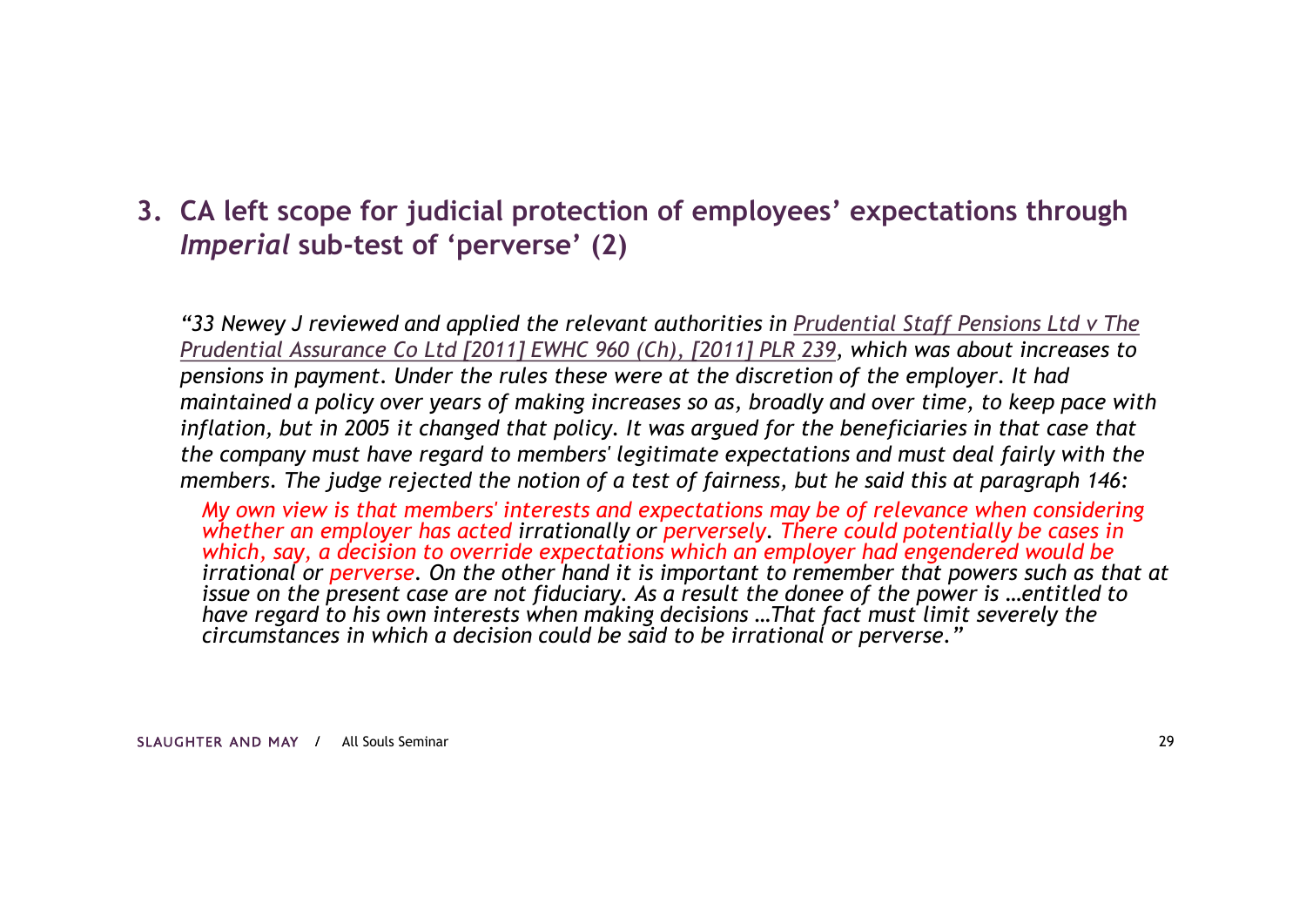## 3. CA left scope for judicial protection of employees' expectations through *Imperial* sub-test of 'perverse' (2)

*"33 Newey J reviewed and applied the relevant authorities in Prudential Staff Pensions Ltd v The Prudential Assurance Co Ltd [2011] EWHC 960 (Ch), [2011] PLR 239, which was about increases to pensions in payment. Under the rules these were at the discretion of the employer. It had maintained a policy over years of making increases so as, broadly and over time, to keep pace with inflation, but in 2005 it changed that policy. It was argued for the beneficiaries in that case that the company must have regard to members' legitimate expectations and must deal fairly with the members. The judge rejected the notion of a test of fairness, but he said this at paragraph 146:*

> *My own view is that members' interests and expectations may be of relevance when considering whether an employer has acted irrationally or perversely. There could potentially be cases in which, say, a decision to override expectations which an employer had engendered would be irrational or perverse. On the other hand it is important to remember that powers such as that at issue on the present case are not fiduciary. As a result the donee of the power is …entitled to have regard to his own interests when making decisions …That fact must limit severely the circumstances in which a decision could be said to be irrational or perverse."*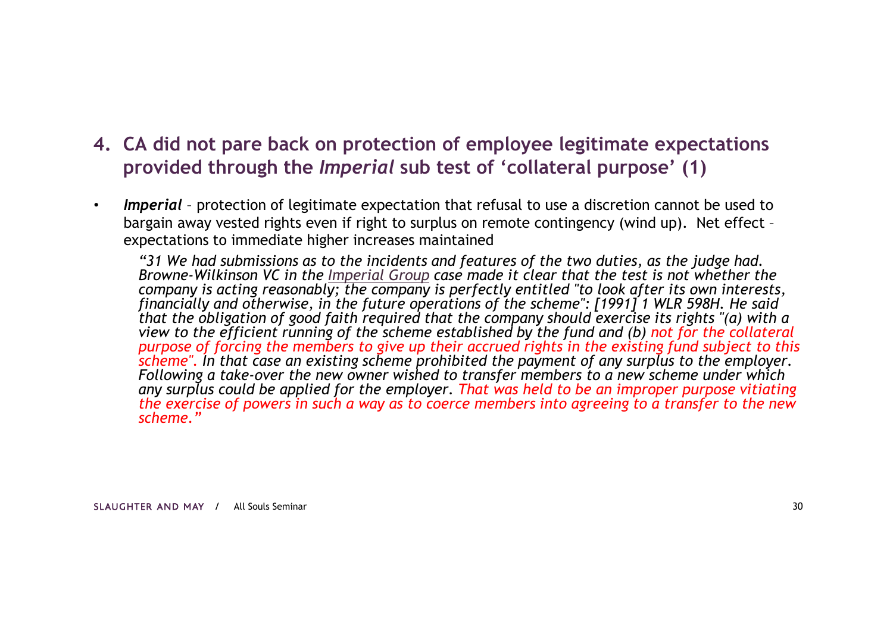## 4. CA did not pare back on protection of employee legitimate expectations provided through the *Imperial* sub test of 'collateral purpose' (1)

- ***Imperial*** – protection of legitimate expectation that refusal to use a discretion cannot be used to bargain away vested rights even if right to surplus on remote contingency (wind up). Net effect – expectations to immediate higher increases maintained

  *"31 We had submissions as to the incidents and features of the two duties, as the judge had. Browne-Wilkinson VC in the Imperial Group case made it clear that the test is not whether the company is acting reasonably; the company is perfectly entitled "to look after its own interests, financially and otherwise, in the future operations of the scheme": [1991] 1 WLR 598H. He said that the obligation of good faith required that the company should exercise its rights "(a) with a view to the efficient running of the scheme established by the fund and (b) not for the collateral purpose of forcing the members to give up their accrued rights in the existing fund subject to this scheme". In that case an existing scheme prohibited the payment of any surplus to the employer. Following a take-over the new owner wished to transfer members to a new scheme under which any surplus could be applied for the employer. That was held to be an improper purpose vitiating the exercise of powers in such a way as to coerce members into agreeing to a transfer to the new scheme."*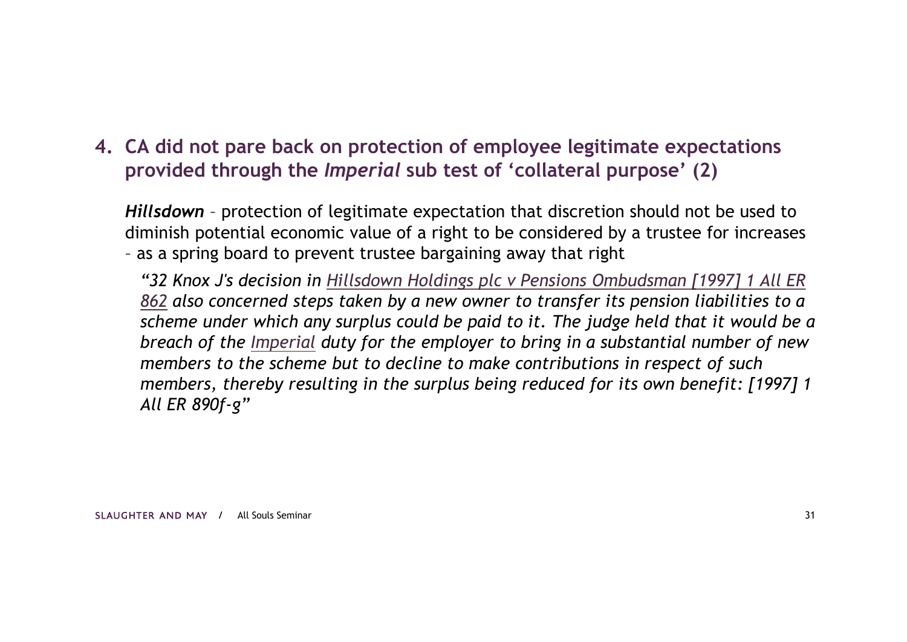## 4. CA did not pare back on protection of employee legitimate expectations provided through the *Imperial* sub test of 'collateral purpose' (2)

***Hillsdown*** – protection of legitimate expectation that discretion should not be used to diminish potential economic value of a right to be considered by a trustee for increases – as a spring board to prevent trustee bargaining away that right

> *"32 Knox J's decision in Hillsdown Holdings plc v Pensions Ombudsman [1997] 1 All ER 862 also concerned steps taken by a new owner to transfer its pension liabilities to a scheme under which any surplus could be paid to it. The judge held that it would be a breach of the Imperial duty for the employer to bring in a substantial number of new members to the scheme but to decline to make contributions in respect of such members, thereby resulting in the surplus being reduced for its own benefit: [1997] 1 All ER 890f-g"*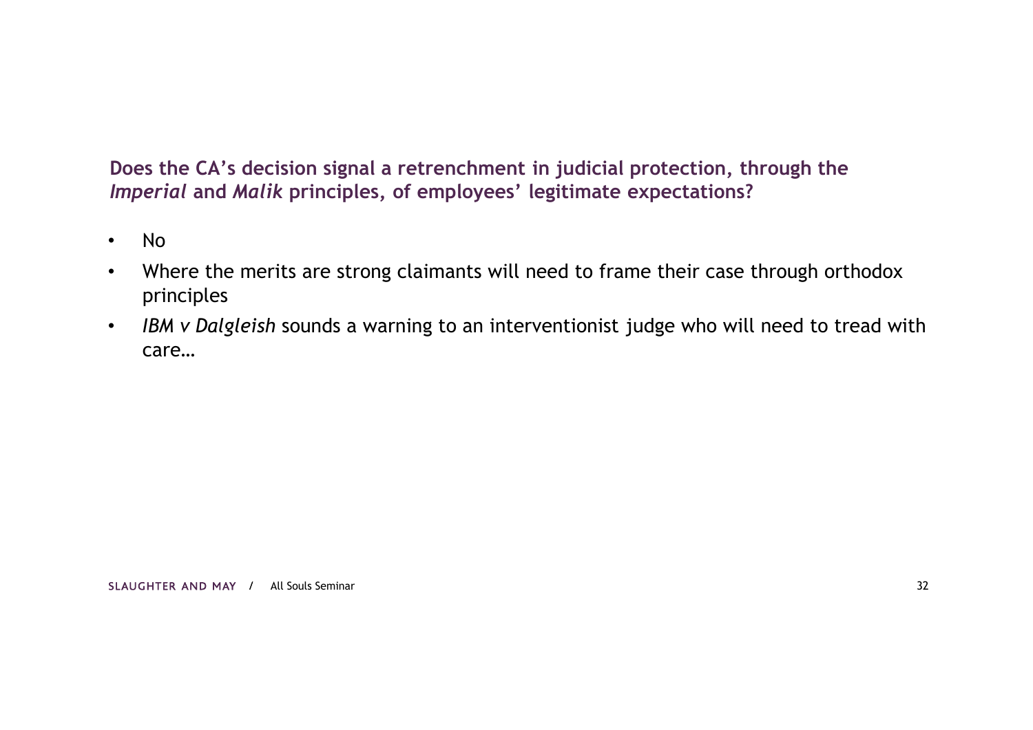## Does the CA's decision signal a retrenchment in judicial protection, through the *Imperial* and *Malik* principles, of employees' legitimate expectations?

- No
- Where the merits are strong claimants will need to frame their case through orthodox principles
- *IBM v Dalgleish* sounds a warning to an interventionist judge who will need to tread with care…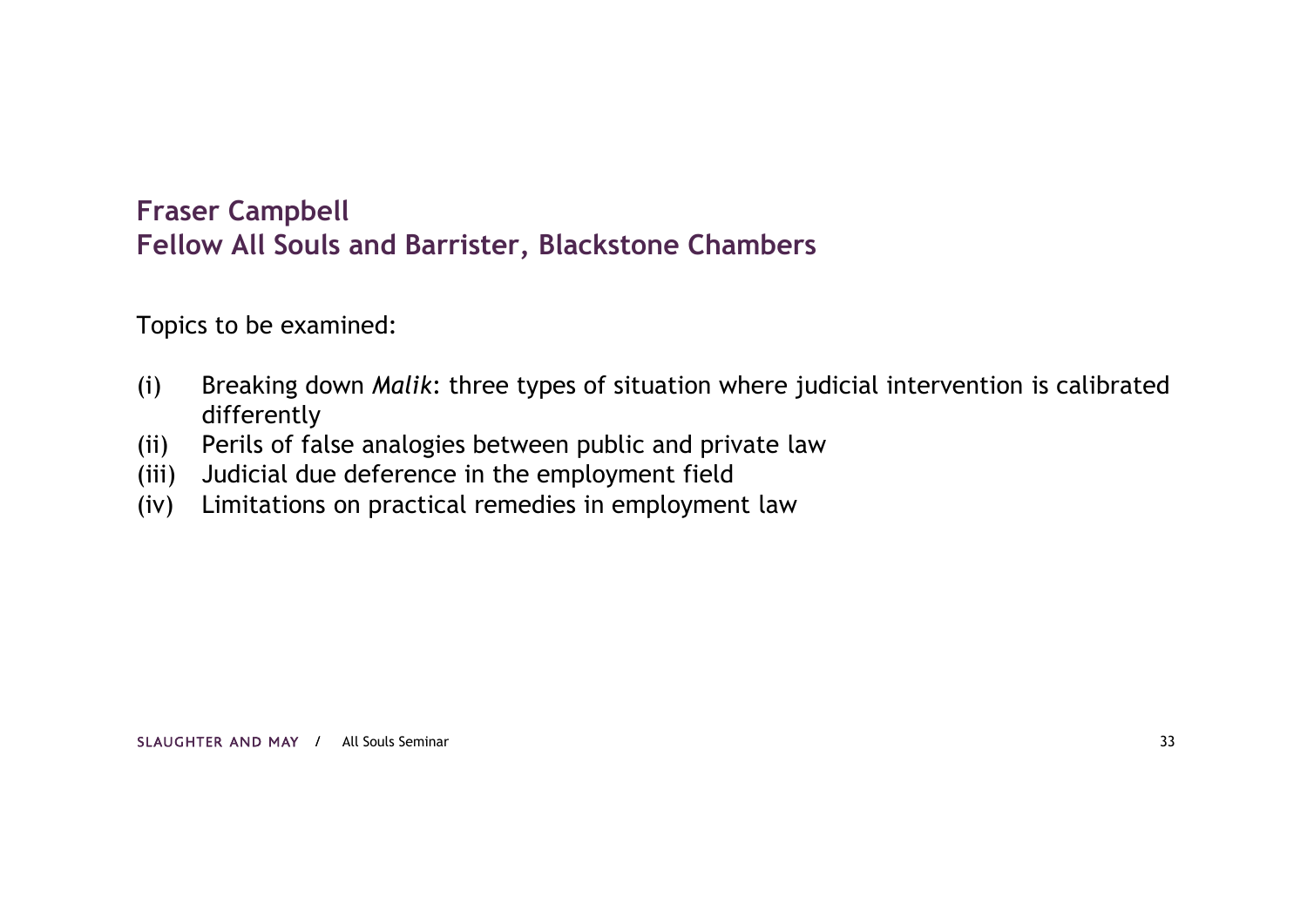## Fraser Campbell
## Fellow All Souls and Barrister, Blackstone Chambers

Topics to be examined:

(i) Breaking down *Malik*: three types of situation where judicial intervention is calibrated differently
(ii) Perils of false analogies between public and private law
(iii) Judicial due deference in the employment field
(iv) Limitations on practical remedies in employment law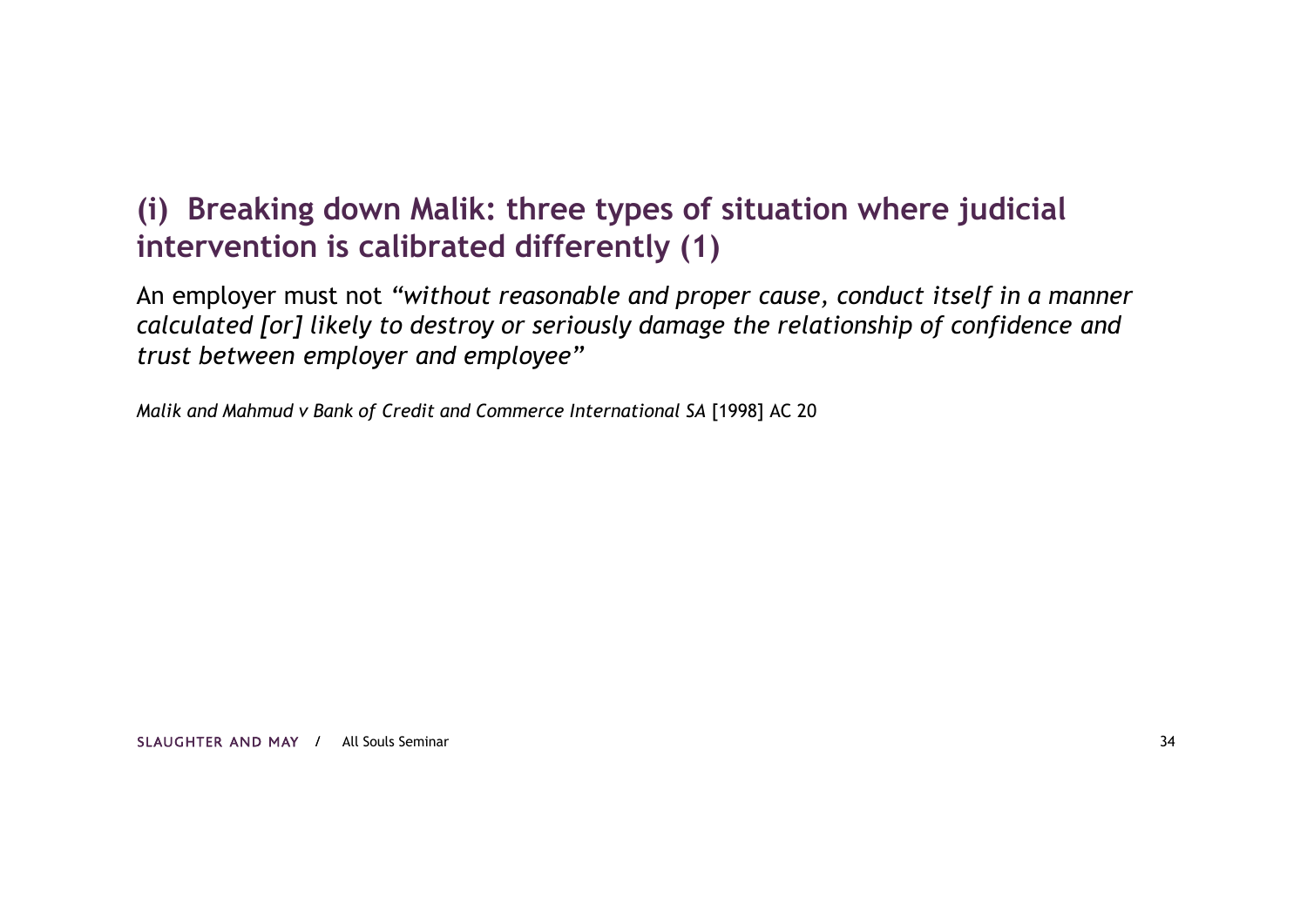## (i) Breaking down Malik: three types of situation where judicial intervention is calibrated differently (1)

An employer must not *"without reasonable and proper cause, conduct itself in a manner calculated [or] likely to destroy or seriously damage the relationship of confidence and trust between employer and employee"*

*Malik and Mahmud v Bank of Credit and Commerce International SA* [1998] AC 20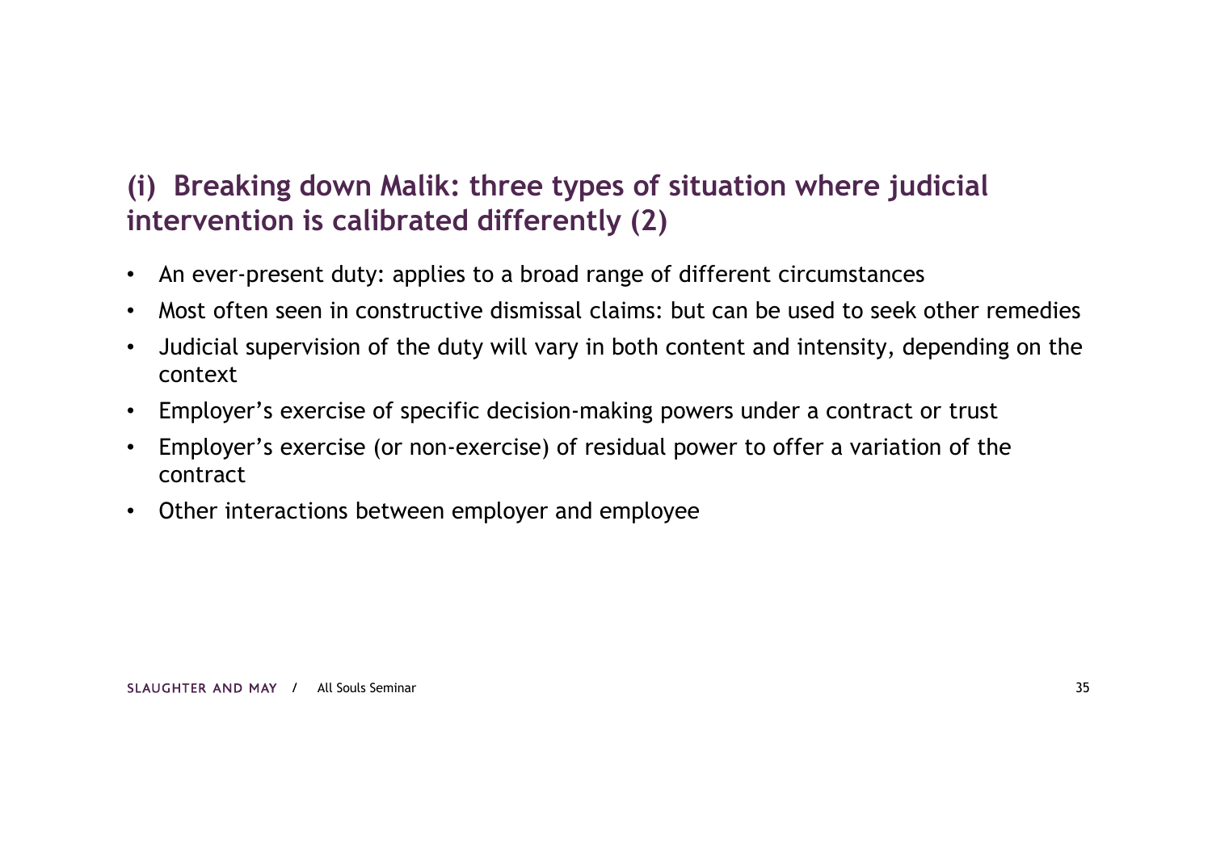## (i) Breaking down Malik: three types of situation where judicial intervention is calibrated differently (2)

- An ever-present duty: applies to a broad range of different circumstances
- Most often seen in constructive dismissal claims: but can be used to seek other remedies
- Judicial supervision of the duty will vary in both content and intensity, depending on the context
- Employer's exercise of specific decision-making powers under a contract or trust
- Employer's exercise (or non-exercise) of residual power to offer a variation of the contract
- Other interactions between employer and employee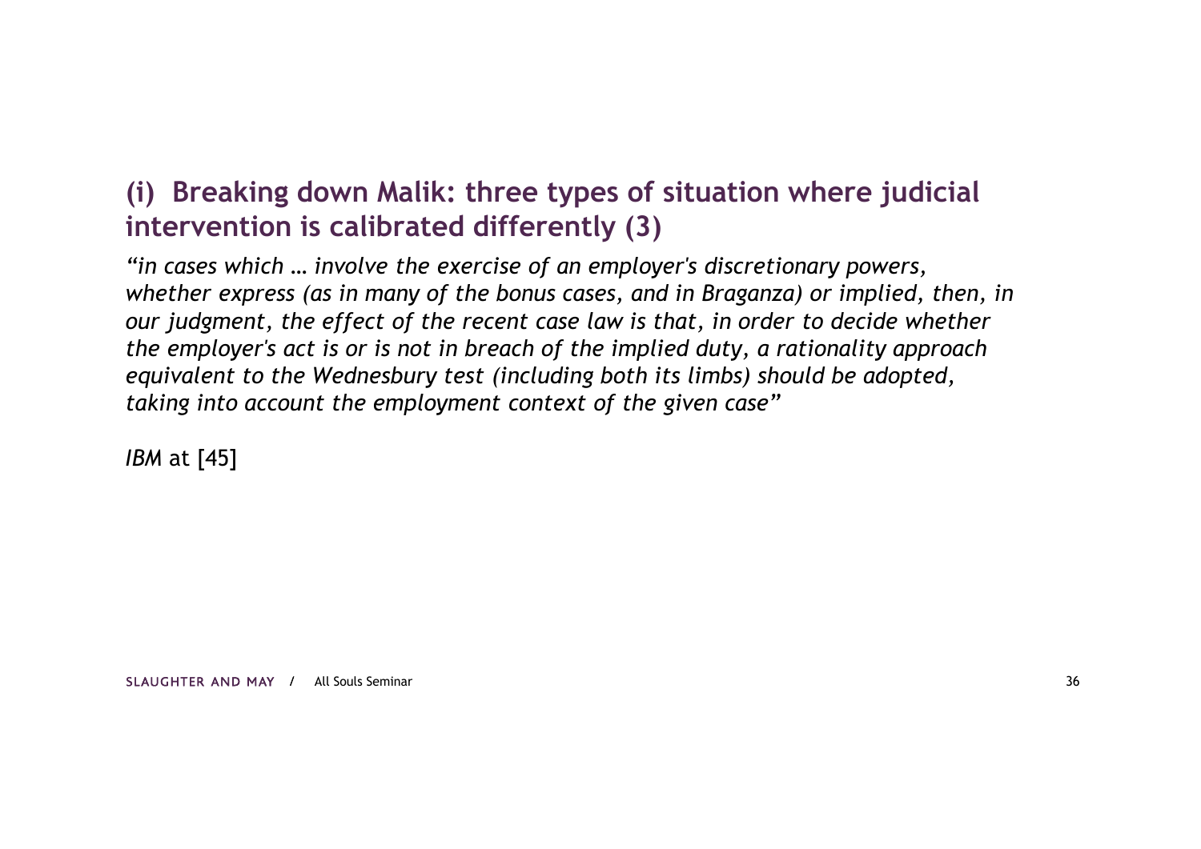## (i) Breaking down Malik: three types of situation where judicial intervention is calibrated differently (3)

*"in cases which … involve the exercise of an employer's discretionary powers, whether express (as in many of the bonus cases, and in Braganza) or implied, then, in our judgment, the effect of the recent case law is that, in order to decide whether the employer's act is or is not in breach of the implied duty, a rationality approach equivalent to the Wednesbury test (including both its limbs) should be adopted, taking into account the employment context of the given case"*

*IBM* at [45]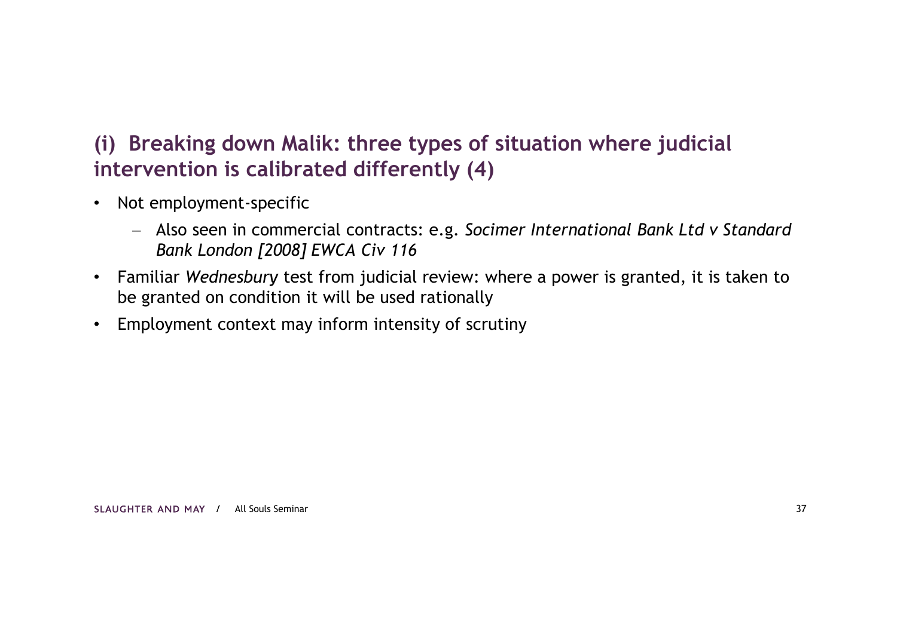## (i) Breaking down Malik: three types of situation where judicial intervention is calibrated differently (4)

- Not employment-specific
  - Also seen in commercial contracts: e.g. *Socimer International Bank Ltd v Standard Bank London [2008] EWCA Civ 116*
- Familiar *Wednesbury* test from judicial review: where a power is granted, it is taken to be granted on condition it will be used rationally
- Employment context may inform intensity of scrutiny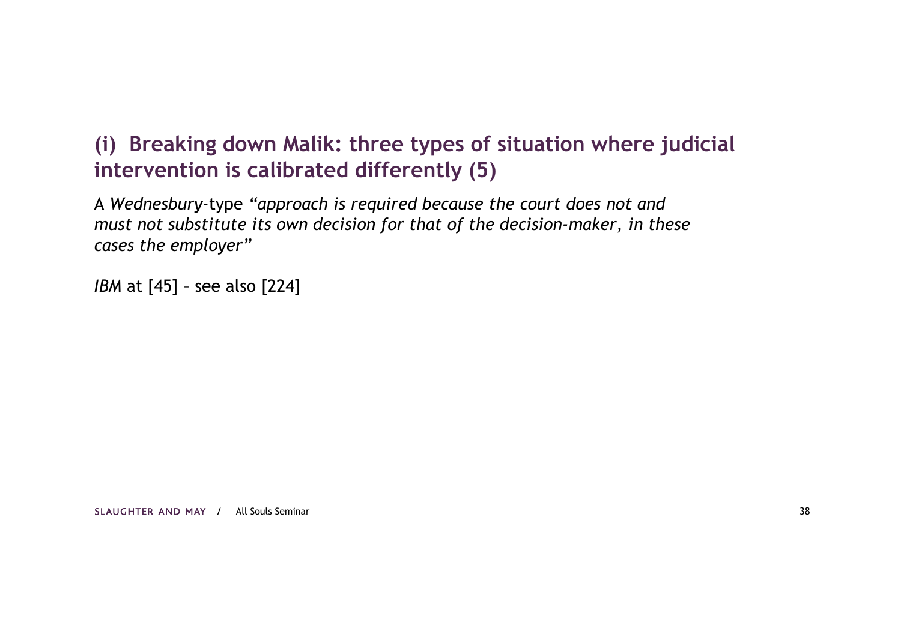## (i) Breaking down Malik: three types of situation where judicial intervention is calibrated differently (5)

A *Wednesbury*-type *"approach is required because the court does not and must not substitute its own decision for that of the decision-maker, in these cases the employer"*

*IBM* at [45] – see also [224]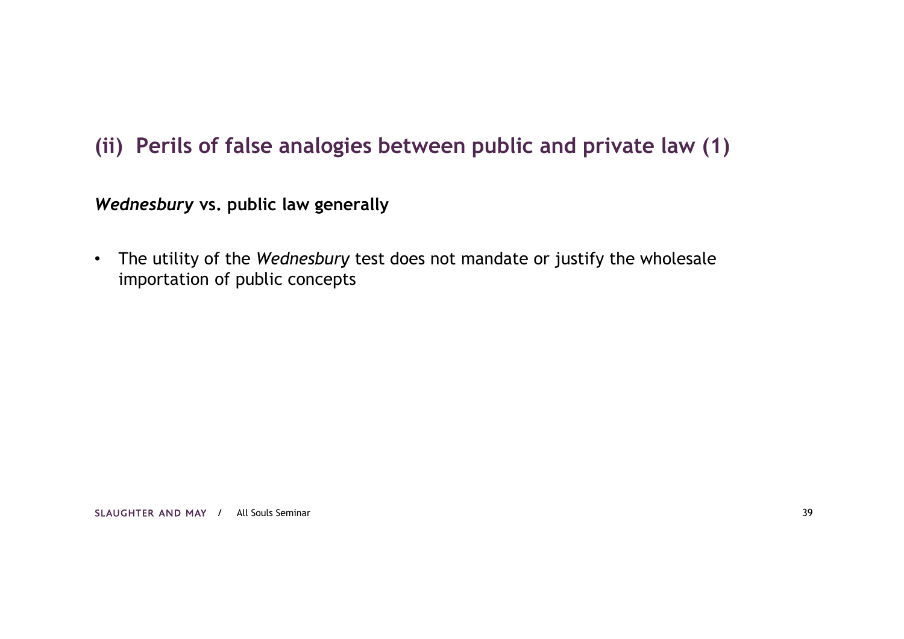## (ii) Perils of false analogies between public and private law (1)

***Wednesbury*** **vs. public law generally**

- The utility of the *Wednesbury* test does not mandate or justify the wholesale importation of public concepts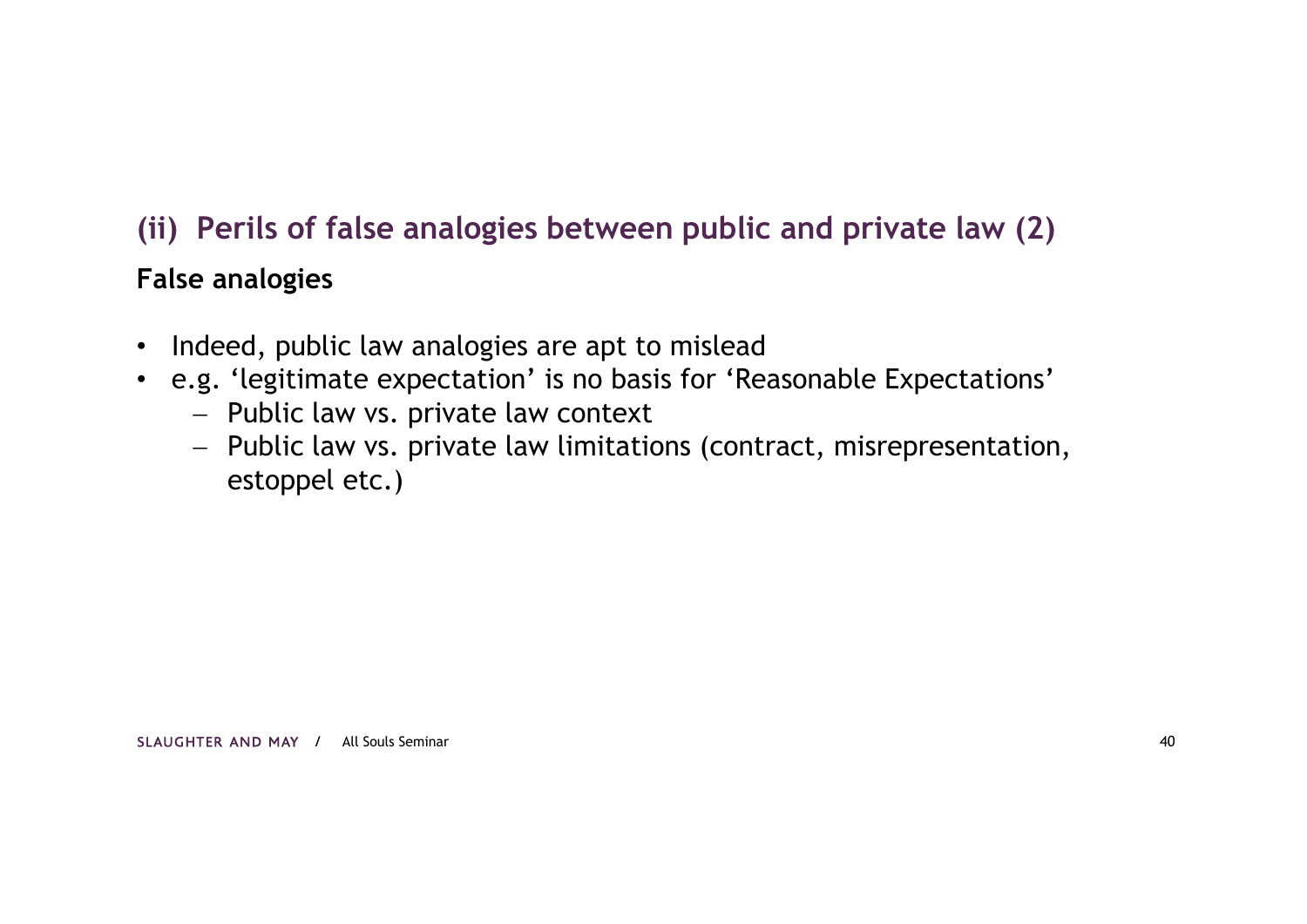## (ii) Perils of false analogies between public and private law (2)

**False analogies**

- Indeed, public law analogies are apt to mislead
- e.g. 'legitimate expectation' is no basis for 'Reasonable Expectations'
  - Public law vs. private law context
  - Public law vs. private law limitations (contract, misrepresentation, estoppel etc.)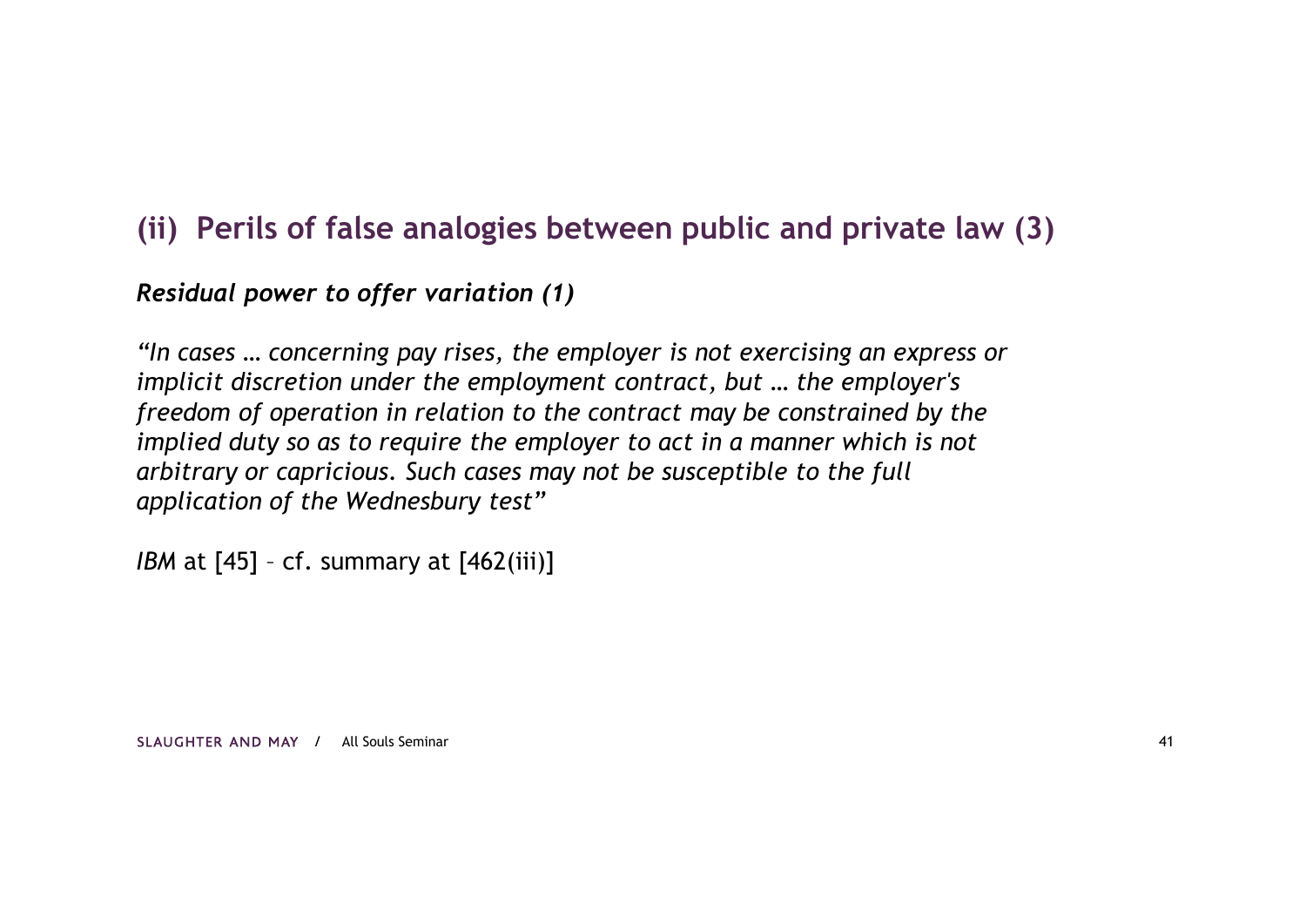## (ii) Perils of false analogies between public and private law (3)

***Residual power to offer variation (1)***

*"In cases … concerning pay rises, the employer is not exercising an express or implicit discretion under the employment contract, but … the employer's freedom of operation in relation to the contract may be constrained by the implied duty so as to require the employer to act in a manner which is not arbitrary or capricious. Such cases may not be susceptible to the full application of the Wednesbury test"*

*IBM* at [45] – cf. summary at [462(iii)]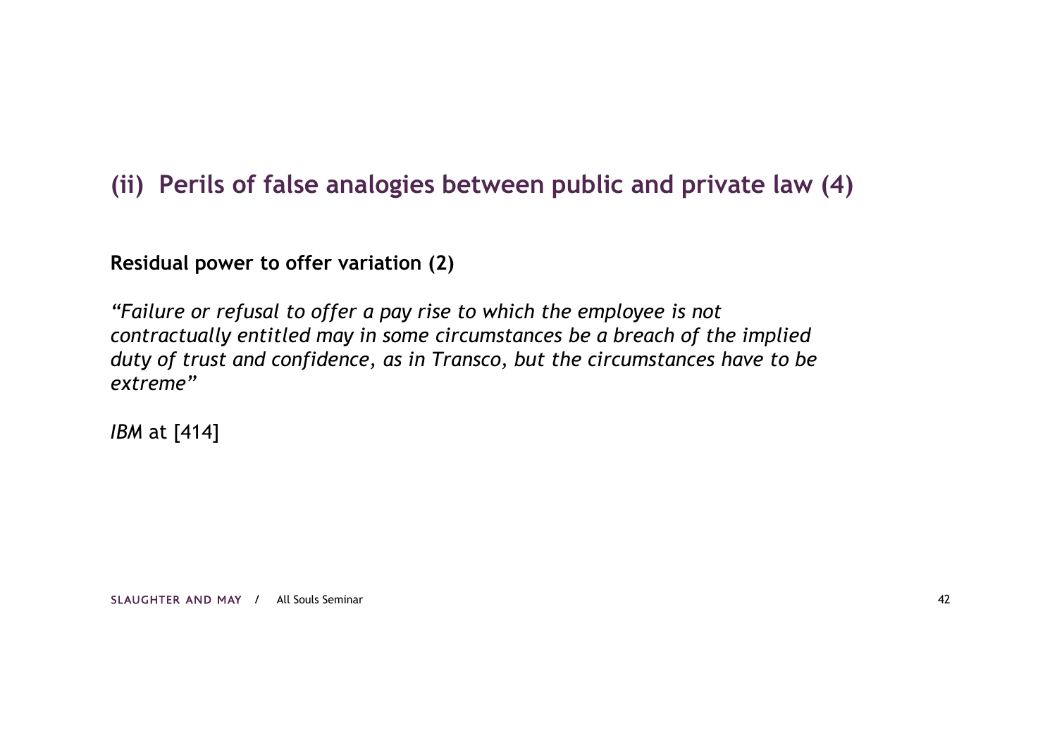## (ii) Perils of false analogies between public and private law (4)

**Residual power to offer variation (2)**

*"Failure or refusal to offer a pay rise to which the employee is not contractually entitled may in some circumstances be a breach of the implied duty of trust and confidence, as in Transco, but the circumstances have to be extreme"*

*IBM* at [414]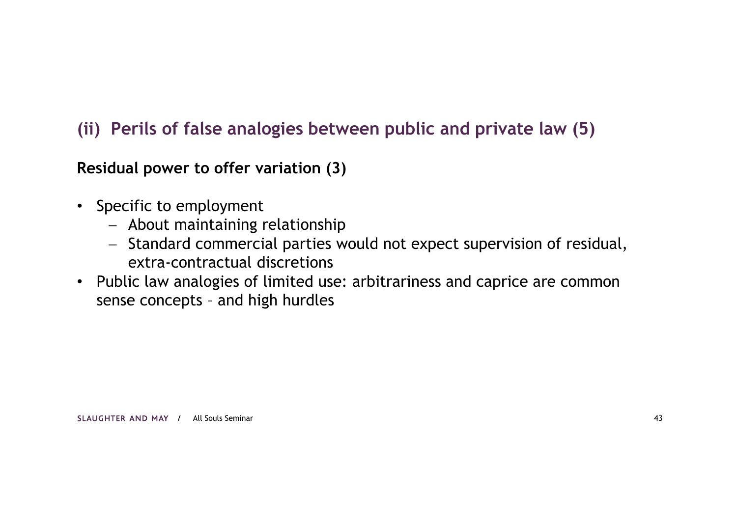## (ii) Perils of false analogies between public and private law (5)

### Residual power to offer variation (3)

- Specific to employment
  - About maintaining relationship
  - Standard commercial parties would not expect supervision of residual, extra-contractual discretions
- Public law analogies of limited use: arbitrariness and caprice are common sense concepts – and high hurdles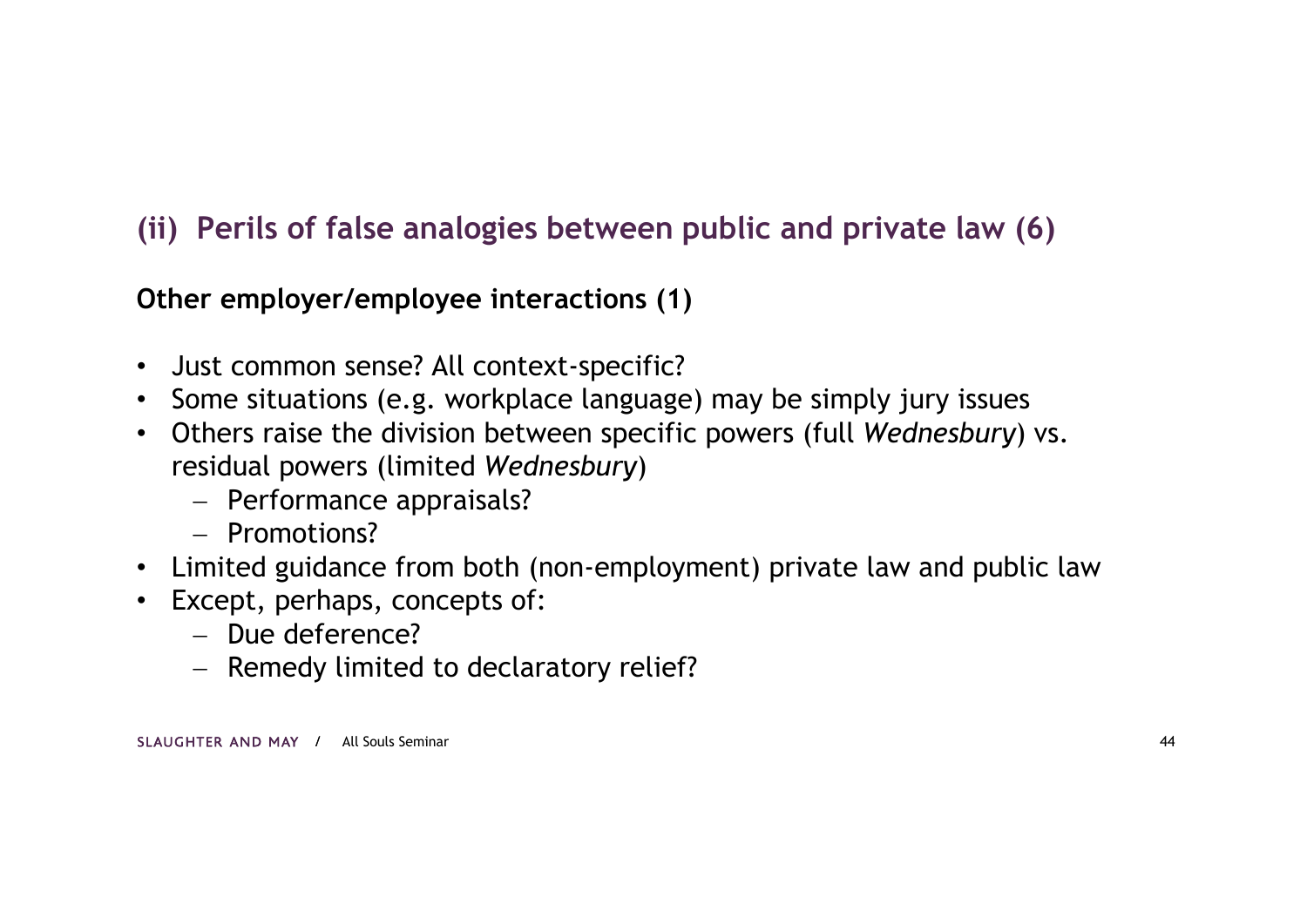## (ii) Perils of false analogies between public and private law (6)

**Other employer/employee interactions (1)**

- Just common sense? All context-specific?
- Some situations (e.g. workplace language) may be simply jury issues
- Others raise the division between specific powers (full *Wednesbury*) vs. residual powers (limited *Wednesbury*)
  - Performance appraisals?
  - Promotions?
- Limited guidance from both (non-employment) private law and public law
- Except, perhaps, concepts of:
  - Due deference?
  - Remedy limited to declaratory relief?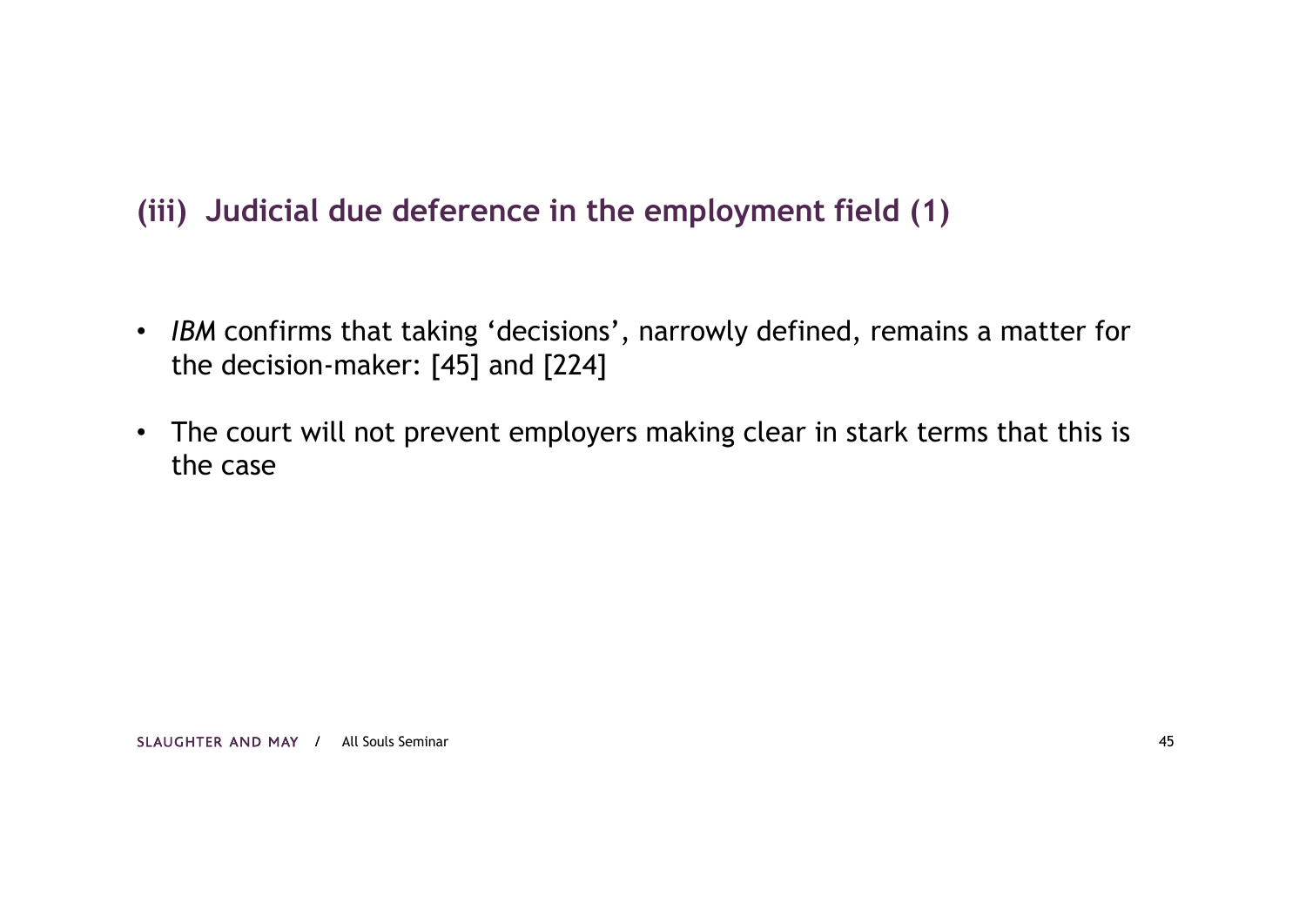## (iii) Judicial due deference in the employment field (1)

- *IBM* confirms that taking 'decisions', narrowly defined, remains a matter for the decision-maker: [45] and [224]
- The court will not prevent employers making clear in stark terms that this is the case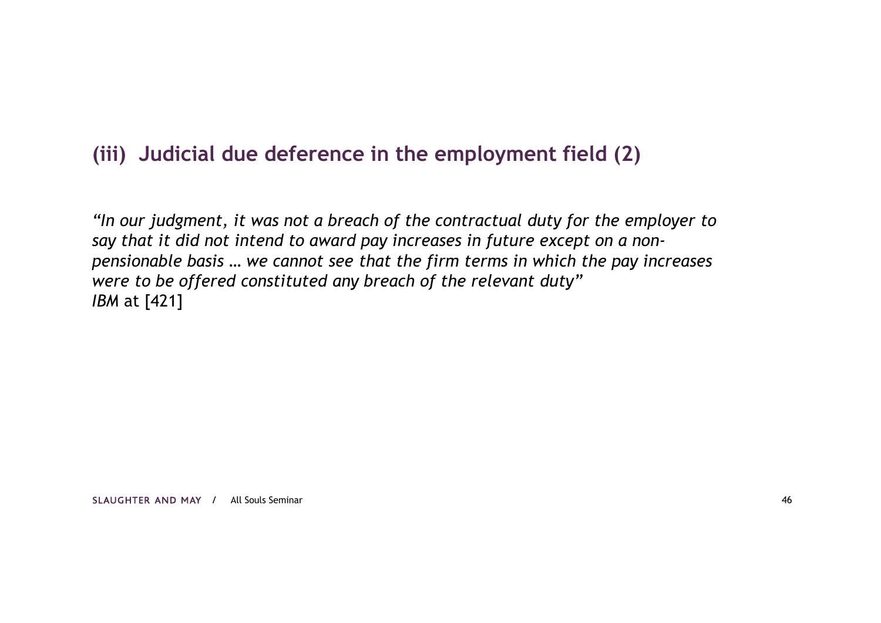## (iii) Judicial due deference in the employment field (2)

*"In our judgment, it was not a breach of the contractual duty for the employer to say that it did not intend to award pay increases in future except on a non-pensionable basis … we cannot see that the firm terms in which the pay increases were to be offered constituted any breach of the relevant duty"*
*IBM* at [421]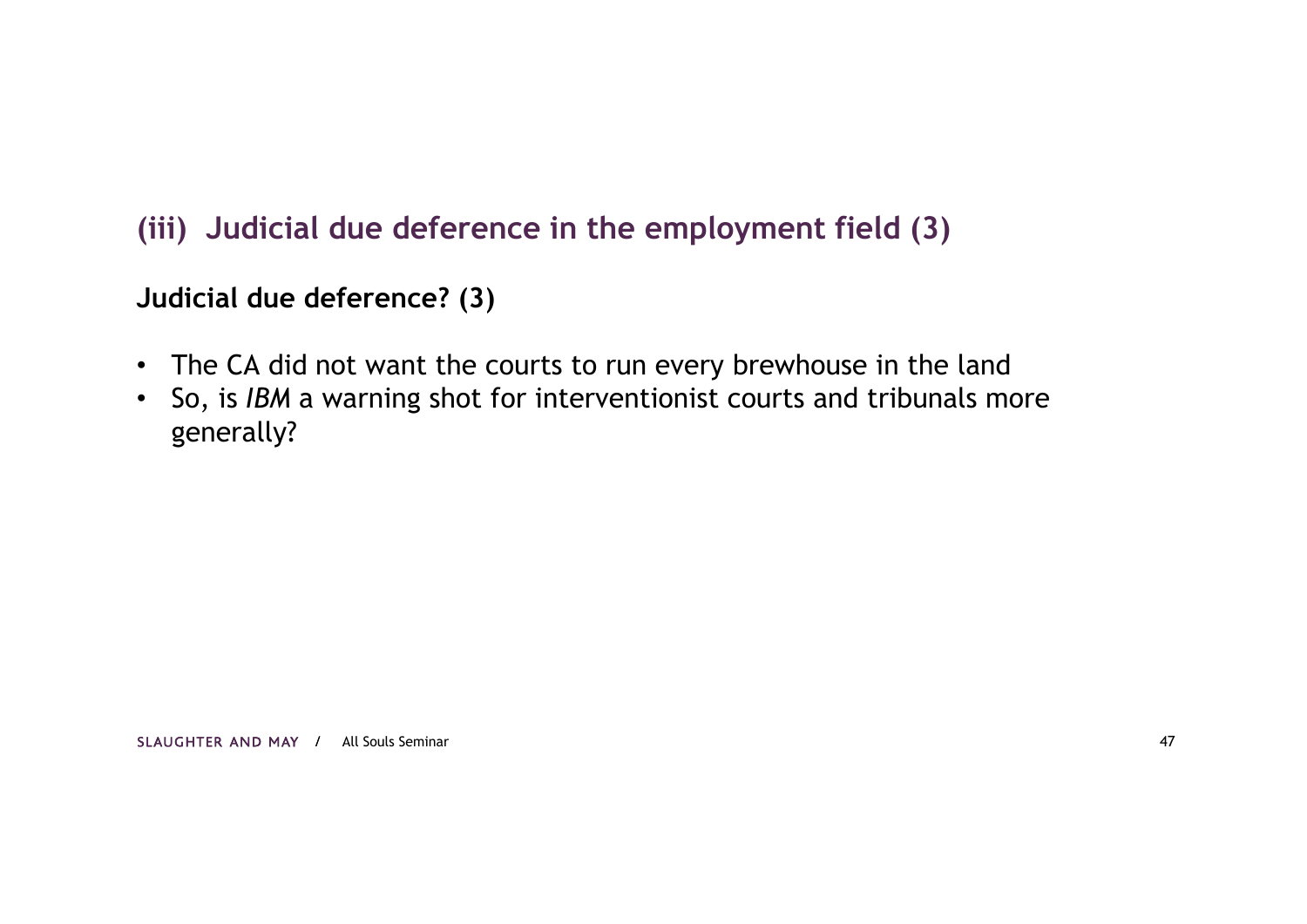## (iii) Judicial due deference in the employment field (3)

### Judicial due deference? (3)

- The CA did not want the courts to run every brewhouse in the land
- So, is *IBM* a warning shot for interventionist courts and tribunals more generally?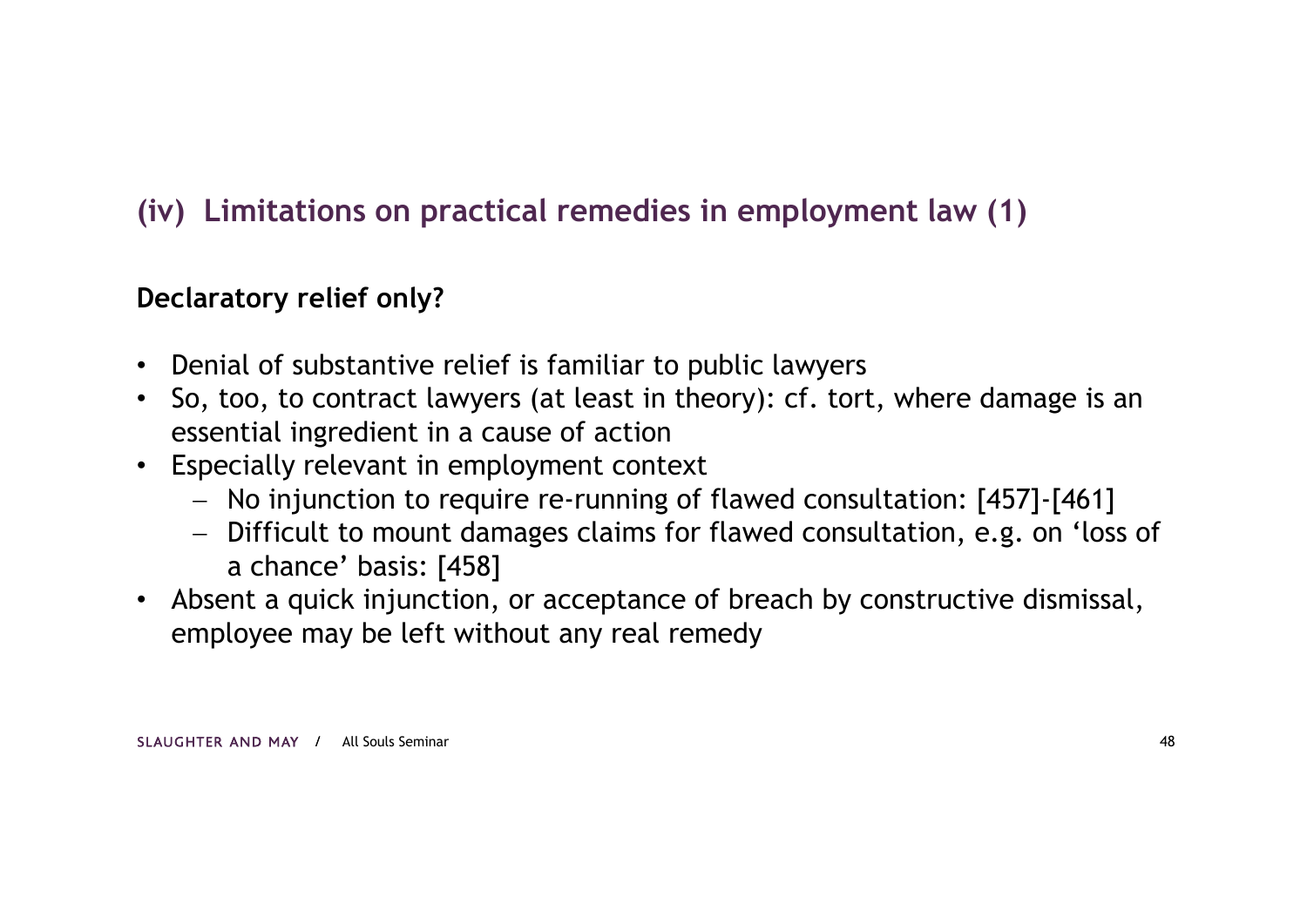## (iv) Limitations on practical remedies in employment law (1)

**Declaratory relief only?**

- Denial of substantive relief is familiar to public lawyers
- So, too, to contract lawyers (at least in theory): cf. tort, where damage is an essential ingredient in a cause of action
- Especially relevant in employment context
  - No injunction to require re-running of flawed consultation: [457]-[461]
  - Difficult to mount damages claims for flawed consultation, e.g. on 'loss of a chance' basis: [458]
- Absent a quick injunction, or acceptance of breach by constructive dismissal, employee may be left without any real remedy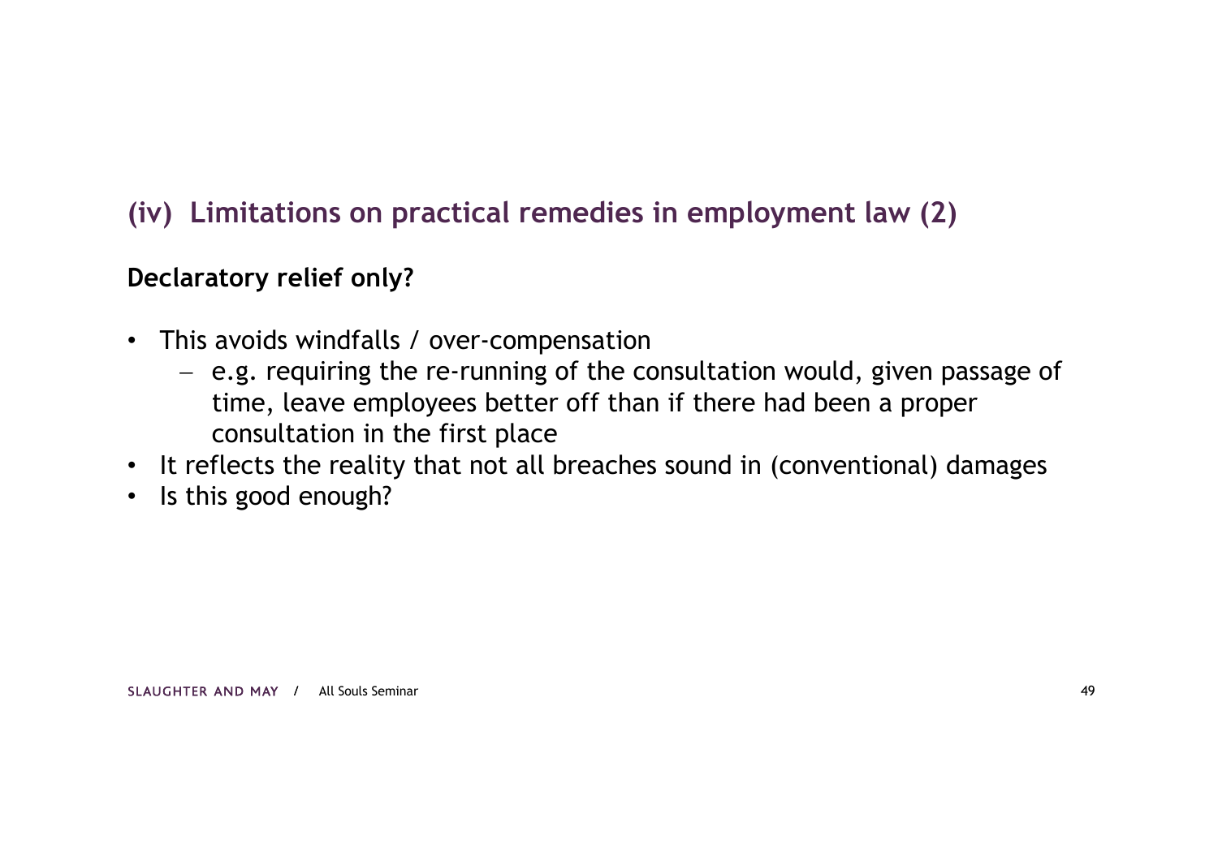## (iv) Limitations on practical remedies in employment law (2)

**Declaratory relief only?**

- This avoids windfalls / over-compensation
  - e.g. requiring the re-running of the consultation would, given passage of time, leave employees better off than if there had been a proper consultation in the first place
- It reflects the reality that not all breaches sound in (conventional) damages
- Is this good enough?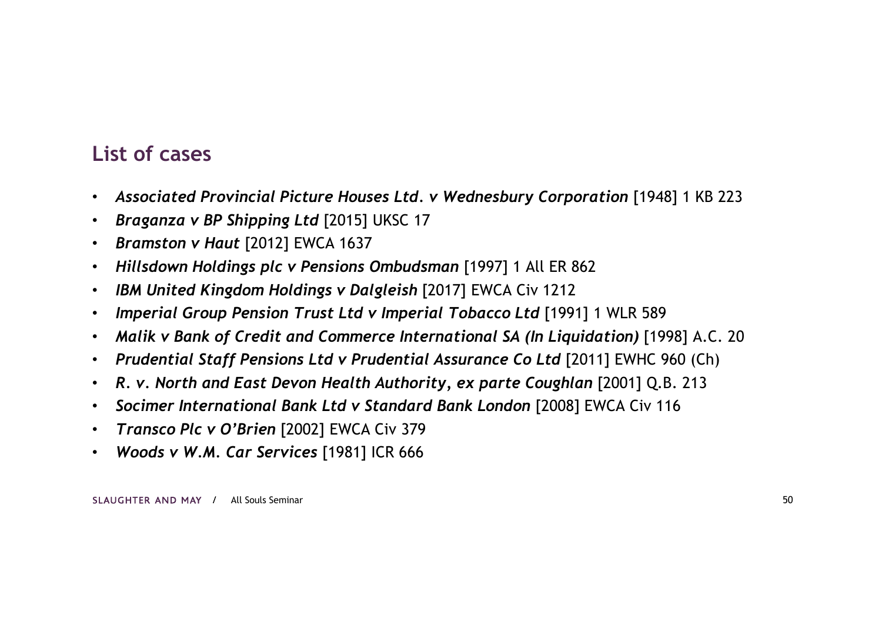## List of cases

- ***Associated Provincial Picture Houses Ltd. v Wednesbury Corporation*** [1948] 1 KB 223
- ***Braganza v BP Shipping Ltd*** [2015] UKSC 17
- ***Bramston v Haut*** [2012] EWCA 1637
- ***Hillsdown Holdings plc v Pensions Ombudsman*** [1997] 1 All ER 862
- ***IBM United Kingdom Holdings v Dalgleish*** [2017] EWCA Civ 1212
- ***Imperial Group Pension Trust Ltd v Imperial Tobacco Ltd*** [1991] 1 WLR 589
- ***Malik v Bank of Credit and Commerce International SA (In Liquidation)*** [1998] A.C. 20
- ***Prudential Staff Pensions Ltd v Prudential Assurance Co Ltd*** [2011] EWHC 960 (Ch)
- ***R. v. North and East Devon Health Authority, ex parte Coughlan*** [2001] Q.B. 213
- ***Socimer International Bank Ltd v Standard Bank London*** [2008] EWCA Civ 116
- ***Transco Plc v O'Brien*** [2002] EWCA Civ 379
- ***Woods v W.M. Car Services*** [1981] ICR 666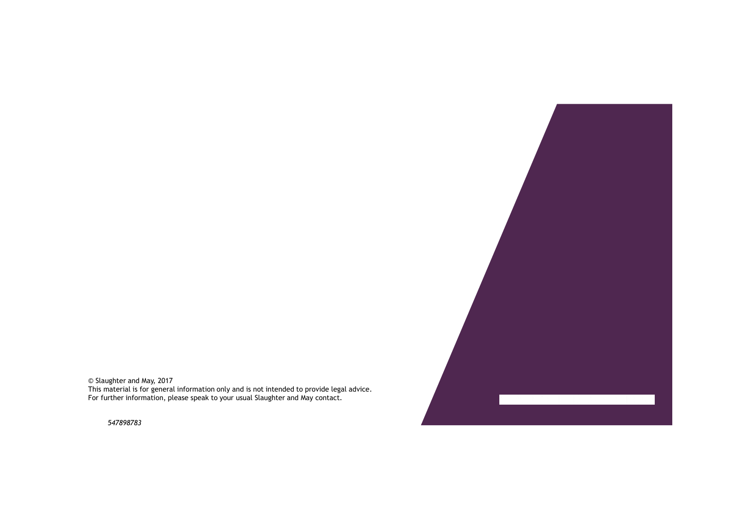© Slaughter and May, 2017
This material is for general information only and is not intended to provide legal advice.
For further information, please speak to your usual Slaughter and May contact.

*547898783*